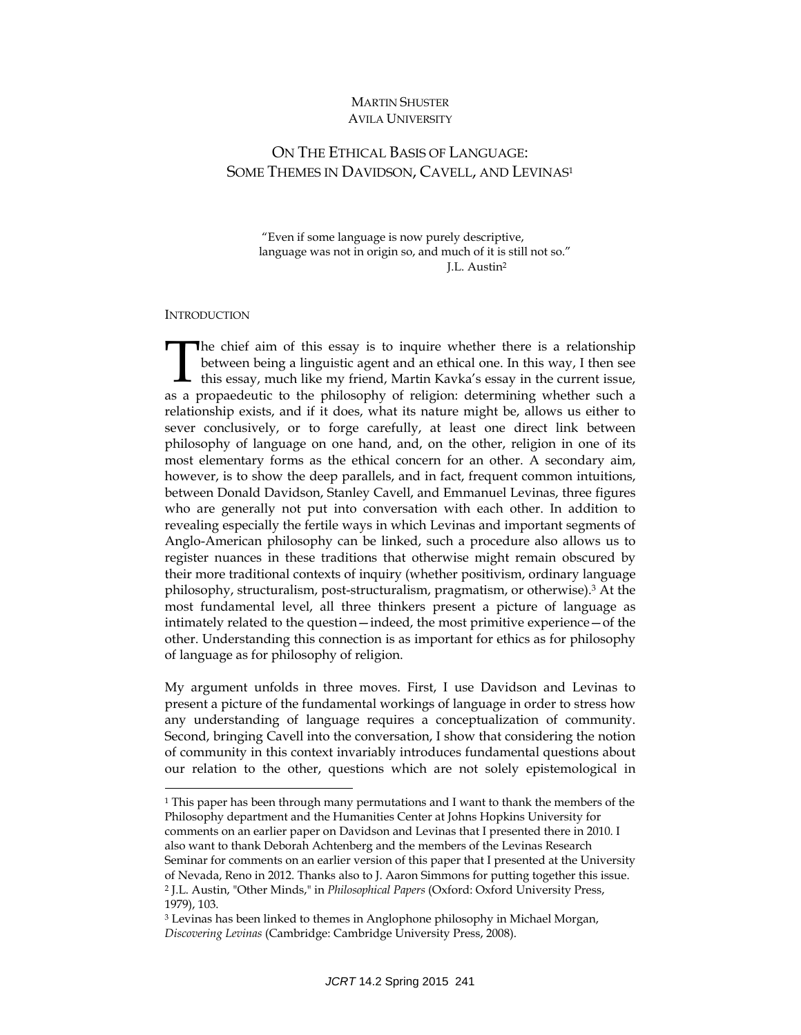MARTIN SHUSTER
AVILA UNIVERSITY

# ON THE ETHICAL BASIS OF LANGUAGE: SOME THEMES IN DAVIDSON, CAVELL, AND LEVINAS[1]

> "Even if some language is now purely descriptive, language was not in origin so, and much of it is still not so."
> J.L. Austin[2]

## INTRODUCTION

The chief aim of this essay is to inquire whether there is a relationship between being a linguistic agent and an ethical one. In this way, I then see this essay, much like my friend, Martin Kavka's essay in the current issue, as a propaedeutic to the philosophy of religion: determining whether such a relationship exists, and if it does, what its nature might be, allows us either to sever conclusively, or to forge carefully, at least one direct link between philosophy of language on one hand, and, on the other, religion in one of its most elementary forms as the ethical concern for an other. A secondary aim, however, is to show the deep parallels, and in fact, frequent common intuitions, between Donald Davidson, Stanley Cavell, and Emmanuel Levinas, three figures who are generally not put into conversation with each other. In addition to revealing especially the fertile ways in which Levinas and important segments of Anglo-American philosophy can be linked, such a procedure also allows us to register nuances in these traditions that otherwise might remain obscured by their more traditional contexts of inquiry (whether positivism, ordinary language philosophy, structuralism, post-structuralism, pragmatism, or otherwise).[3] At the most fundamental level, all three thinkers present a picture of language as intimately related to the question—indeed, the most primitive experience—of the other. Understanding this connection is as important for ethics as for philosophy of language as for philosophy of religion.

My argument unfolds in three moves. First, I use Davidson and Levinas to present a picture of the fundamental workings of language in order to stress how any understanding of language requires a conceptualization of community. Second, bringing Cavell into the conversation, I show that considering the notion of community in this context invariably introduces fundamental questions about our relation to the other, questions which are not solely epistemological in

---

[1] This paper has been through many permutations and I want to thank the members of the Philosophy department and the Humanities Center at Johns Hopkins University for comments on an earlier paper on Davidson and Levinas that I presented there in 2010. I also want to thank Deborah Achtenberg and the members of the Levinas Research Seminar for comments on an earlier version of this paper that I presented at the University of Nevada, Reno in 2012. Thanks also to J. Aaron Simmons for putting together this issue.

[2] J.L. Austin, "Other Minds," in *Philosophical Papers* (Oxford: Oxford University Press, 1979), 103.

[3] Levinas has been linked to themes in Anglophone philosophy in Michael Morgan, *Discovering Levinas* (Cambridge: Cambridge University Press, 2008).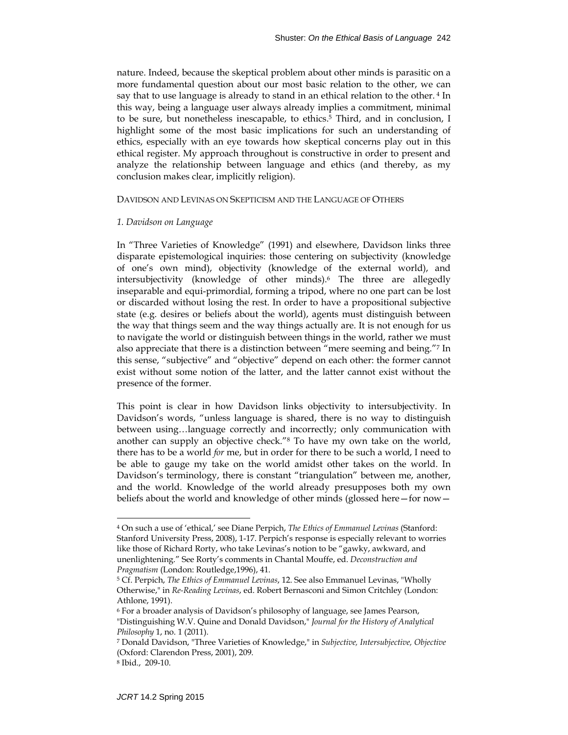nature. Indeed, because the skeptical problem about other minds is parasitic on a more fundamental question about our most basic relation to the other, we can say that to use language is already to stand in an ethical relation to the other.[4] In this way, being a language user always already implies a commitment, minimal to be sure, but nonetheless inescapable, to ethics.[5] Third, and in conclusion, I highlight some of the most basic implications for such an understanding of ethics, especially with an eye towards how skeptical concerns play out in this ethical register. My approach throughout is constructive in order to present and analyze the relationship between language and ethics (and thereby, as my conclusion makes clear, implicitly religion).

## DAVIDSON AND LEVINAS ON SKEPTICISM AND THE LANGUAGE OF OTHERS

### *1. Davidson on Language*

In "Three Varieties of Knowledge" (1991) and elsewhere, Davidson links three disparate epistemological inquiries: those centering on subjectivity (knowledge of one's own mind), objectivity (knowledge of the external world), and intersubjectivity (knowledge of other minds).[6] The three are allegedly inseparable and equi-primordial, forming a tripod, where no one part can be lost or discarded without losing the rest. In order to have a propositional subjective state (e.g. desires or beliefs about the world), agents must distinguish between the way that things seem and the way things actually are. It is not enough for us to navigate the world or distinguish between things in the world, rather we must also appreciate that there is a distinction between "mere seeming and being."[7] In this sense, "subjective" and "objective" depend on each other: the former cannot exist without some notion of the latter, and the latter cannot exist without the presence of the former.

This point is clear in how Davidson links objectivity to intersubjectivity. In Davidson's words, "unless language is shared, there is no way to distinguish between using…language correctly and incorrectly; only communication with another can supply an objective check."[8] To have my own take on the world, there has to be a world *for* me, but in order for there to be such a world, I need to be able to gauge my take on the world amidst other takes on the world. In Davidson's terminology, there is constant "triangulation" between me, another, and the world. Knowledge of the world already presupposes both my own beliefs about the world and knowledge of other minds (glossed here—for now—

---

[4] On such a use of 'ethical,' see Diane Perpich, *The Ethics of Emmanuel Levinas* (Stanford: Stanford University Press, 2008), 1-17. Perpich's response is especially relevant to worries like those of Richard Rorty, who take Levinas's notion to be "gawky, awkward, and unenlightening." See Rorty's comments in Chantal Mouffe, ed. *Deconstruction and Pragmatism* (London: Routledge,1996), 41.

[5] Cf. Perpich, *The Ethics of Emmanuel Levinas*, 12. See also Emmanuel Levinas, "Wholly Otherwise," in *Re-Reading Levinas*, ed. Robert Bernasconi and Simon Critchley (London: Athlone, 1991).

[6] For a broader analysis of Davidson's philosophy of language, see James Pearson, "Distinguishing W.V. Quine and Donald Davidson," *Journal for the History of Analytical Philosophy* 1, no. 1 (2011).

[7] Donald Davidson, "Three Varieties of Knowledge," in *Subjective, Intersubjective, Objective* (Oxford: Clarendon Press, 2001), 209.

[8] Ibid., 209-10.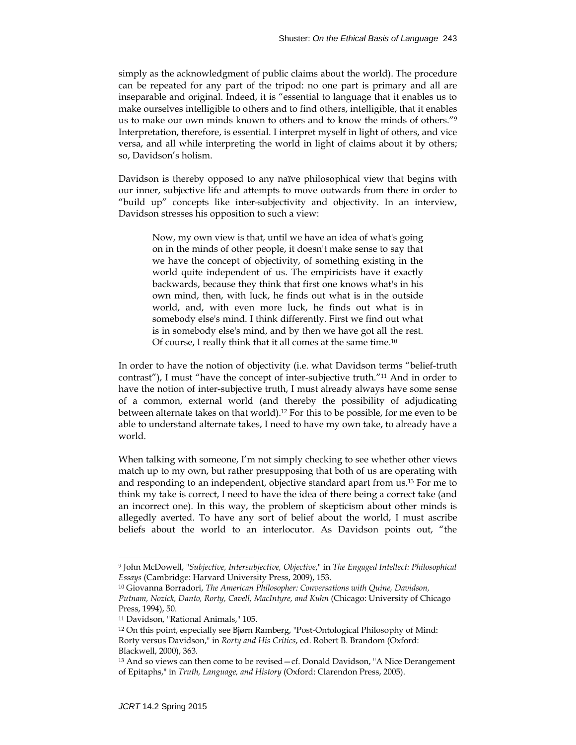simply as the acknowledgment of public claims about the world). The procedure can be repeated for any part of the tripod: no one part is primary and all are inseparable and original. Indeed, it is "essential to language that it enables us to make ourselves intelligible to others and to find others, intelligible, that it enables us to make our own minds known to others and to know the minds of others."[9] Interpretation, therefore, is essential. I interpret myself in light of others, and vice versa, and all while interpreting the world in light of claims about it by others; so, Davidson's holism.

Davidson is thereby opposed to any naïve philosophical view that begins with our inner, subjective life and attempts to move outwards from there in order to "build up" concepts like inter-subjectivity and objectivity. In an interview, Davidson stresses his opposition to such a view:

> Now, my own view is that, until we have an idea of what's going on in the minds of other people, it doesn't make sense to say that we have the concept of objectivity, of something existing in the world quite independent of us. The empiricists have it exactly backwards, because they think that first one knows what's in his own mind, then, with luck, he finds out what is in the outside world, and, with even more luck, he finds out what is in somebody else's mind. I think differently. First we find out what is in somebody else's mind, and by then we have got all the rest. Of course, I really think that it all comes at the same time.[10]

In order to have the notion of objectivity (i.e. what Davidson terms "belief-truth contrast"), I must "have the concept of inter-subjective truth."[11] And in order to have the notion of inter-subjective truth, I must already always have some sense of a common, external world (and thereby the possibility of adjudicating between alternate takes on that world).[12] For this to be possible, for me even to be able to understand alternate takes, I need to have my own take, to already have a world.

When talking with someone, I'm not simply checking to see whether other views match up to my own, but rather presupposing that both of us are operating with and responding to an independent, objective standard apart from us.[13] For me to think my take is correct, I need to have the idea of there being a correct take (and an incorrect one). In this way, the problem of skepticism about other minds is allegedly averted. To have any sort of belief about the world, I must ascribe beliefs about the world to an interlocutor. As Davidson points out, "the

---

[9] John McDowell, "*Subjective, Intersubjective, Objective*," in *The Engaged Intellect: Philosophical Essays* (Cambridge: Harvard University Press, 2009), 153.

[10] Giovanna Borradori, *The American Philosopher: Conversations with Quine, Davidson, Putnam, Nozick, Danto, Rorty, Cavell, MacIntyre, and Kuhn* (Chicago: University of Chicago Press, 1994), 50.

[11] Davidson, "Rational Animals," 105.

[12] On this point, especially see Bjørn Ramberg, "Post-Ontological Philosophy of Mind: Rorty versus Davidson," in *Rorty and His Critics*, ed. Robert B. Brandom (Oxford: Blackwell, 2000), 363.

[13] And so views can then come to be revised—cf. Donald Davidson, "A Nice Derangement of Epitaphs," in *Truth, Language, and History* (Oxford: Clarendon Press, 2005).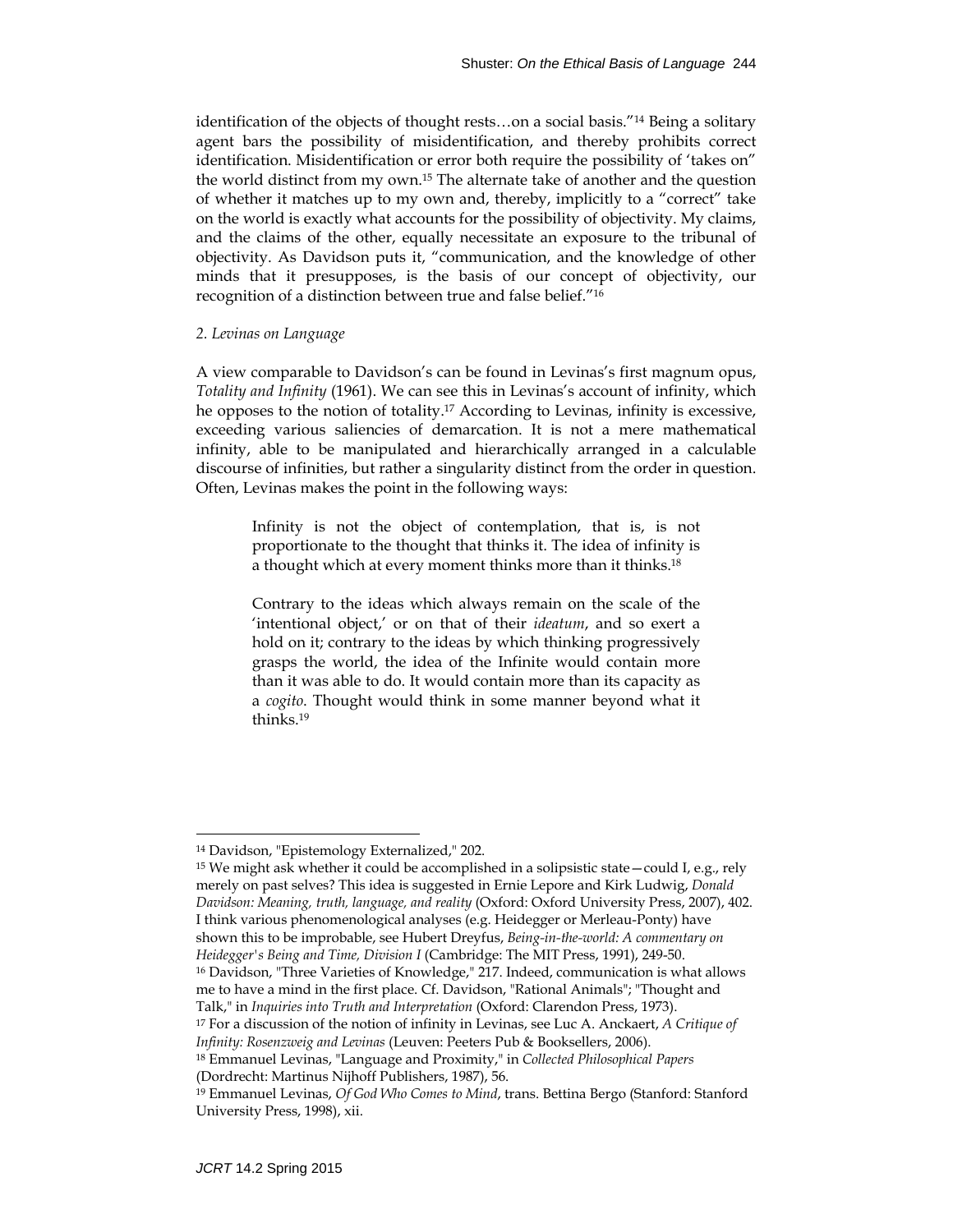identification of the objects of thought rests…on a social basis."[14] Being a solitary agent bars the possibility of misidentification, and thereby prohibits correct identification. Misidentification or error both require the possibility of 'takes on" the world distinct from my own.[15] The alternate take of another and the question of whether it matches up to my own and, thereby, implicitly to a "correct" take on the world is exactly what accounts for the possibility of objectivity. My claims, and the claims of the other, equally necessitate an exposure to the tribunal of objectivity. As Davidson puts it, "communication, and the knowledge of other minds that it presupposes, is the basis of our concept of objectivity, our recognition of a distinction between true and false belief."[16]

*2. Levinas on Language*

A view comparable to Davidson's can be found in Levinas's first magnum opus, *Totality and Infinity* (1961). We can see this in Levinas's account of infinity, which he opposes to the notion of totality.[17] According to Levinas, infinity is excessive, exceeding various saliencies of demarcation. It is not a mere mathematical infinity, able to be manipulated and hierarchically arranged in a calculable discourse of infinities, but rather a singularity distinct from the order in question. Often, Levinas makes the point in the following ways:

> Infinity is not the object of contemplation, that is, is not proportionate to the thought that thinks it. The idea of infinity is a thought which at every moment thinks more than it thinks.[18]
>
> Contrary to the ideas which always remain on the scale of the 'intentional object,' or on that of their *ideatum*, and so exert a hold on it; contrary to the ideas by which thinking progressively grasps the world, the idea of the Infinite would contain more than it was able to do. It would contain more than its capacity as a *cogito*. Thought would think in some manner beyond what it thinks.[19]

---

[14] Davidson, "Epistemology Externalized," 202.

[15] We might ask whether it could be accomplished in a solipsistic state—could I, e.g., rely merely on past selves? This idea is suggested in Ernie Lepore and Kirk Ludwig, *Donald Davidson: Meaning, truth, language, and reality* (Oxford: Oxford University Press, 2007), 402. I think various phenomenological analyses (e.g. Heidegger or Merleau-Ponty) have shown this to be improbable, see Hubert Dreyfus, *Being-in-the-world: A commentary on Heidegger's Being and Time, Division I* (Cambridge: The MIT Press, 1991), 249-50.

[16] Davidson, "Three Varieties of Knowledge," 217. Indeed, communication is what allows me to have a mind in the first place. Cf. Davidson, "Rational Animals"; "Thought and Talk," in *Inquiries into Truth and Interpretation* (Oxford: Clarendon Press, 1973).

[17] For a discussion of the notion of infinity in Levinas, see Luc A. Anckaert, *A Critique of Infinity: Rosenzweig and Levinas* (Leuven: Peeters Pub & Booksellers, 2006).

[18] Emmanuel Levinas, "Language and Proximity," in *Collected Philosophical Papers* (Dordrecht: Martinus Nijhoff Publishers, 1987), 56.

[19] Emmanuel Levinas, *Of God Who Comes to Mind*, trans. Bettina Bergo (Stanford: Stanford University Press, 1998), xii.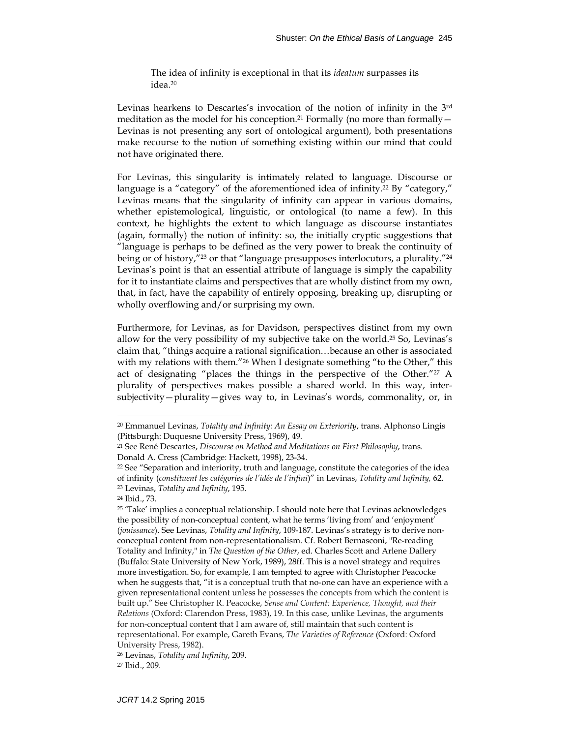> The idea of infinity is exceptional in that its *ideatum* surpasses its idea.[20]

Levinas hearkens to Descartes's invocation of the notion of infinity in the 3rd meditation as the model for his conception.[21] Formally (no more than formally—Levinas is not presenting any sort of ontological argument), both presentations make recourse to the notion of something existing within our mind that could not have originated there.

For Levinas, this singularity is intimately related to language. Discourse or language is a "category" of the aforementioned idea of infinity.[22] By "category," Levinas means that the singularity of infinity can appear in various domains, whether epistemological, linguistic, or ontological (to name a few). In this context, he highlights the extent to which language as discourse instantiates (again, formally) the notion of infinity: so, the initially cryptic suggestions that "language is perhaps to be defined as the very power to break the continuity of being or of history,"[23] or that "language presupposes interlocutors, a plurality."[24] Levinas's point is that an essential attribute of language is simply the capability for it to instantiate claims and perspectives that are wholly distinct from my own, that, in fact, have the capability of entirely opposing, breaking up, disrupting or wholly overflowing and/or surprising my own.

Furthermore, for Levinas, as for Davidson, perspectives distinct from my own allow for the very possibility of my subjective take on the world.[25] So, Levinas's claim that, "things acquire a rational signification…because an other is associated with my relations with them."[26] When I designate something "to the Other," this act of designating "places the things in the perspective of the Other."[27] A plurality of perspectives makes possible a shared world. In this way, inter-subjectivity—plurality—gives way to, in Levinas's words, commonality, or, in

---

[20] Emmanuel Levinas, *Totality and Infinity: An Essay on Exteriority*, trans. Alphonso Lingis (Pittsburgh: Duquesne University Press, 1969), 49.

[21] See René Descartes, *Discourse on Method and Meditations on First Philosophy*, trans. Donald A. Cress (Cambridge: Hackett, 1998), 23-34.

[22] See "Separation and interiority, truth and language, constitute the categories of the idea of infinity (*constituent les catégories de l'idée de l'infini*)" in Levinas, *Totality and Infinity,* 62.

[23] Levinas, *Totality and Infinity*, 195.

[24] Ibid., 73.

[25] 'Take' implies a conceptual relationship. I should note here that Levinas acknowledges the possibility of non-conceptual content, what he terms 'living from' and 'enjoyment' (*jouissance*). See Levinas, *Totality and Infinity*, 109-187. Levinas's strategy is to derive non-conceptual content from non-representationalism. Cf. Robert Bernasconi, "Re-reading Totality and Infinity," in *The Question of the Other*, ed. Charles Scott and Arlene Dallery (Buffalo: State University of New York, 1989), 28ff. This is a novel strategy and requires more investigation. So, for example, I am tempted to agree with Christopher Peacocke when he suggests that, "it is a conceptual truth that no-one can have an experience with a given representational content unless he possesses the concepts from which the content is built up." See Christopher R. Peacocke, *Sense and Content: Experience, Thought, and their Relations* (Oxford: Clarendon Press, 1983), 19. In this case, unlike Levinas, the arguments for non-conceptual content that I am aware of, still maintain that such content is representational. For example, Gareth Evans, *The Varieties of Reference* (Oxford: Oxford University Press, 1982).

[26] Levinas, *Totality and Infinity*, 209.

[27] Ibid., 209.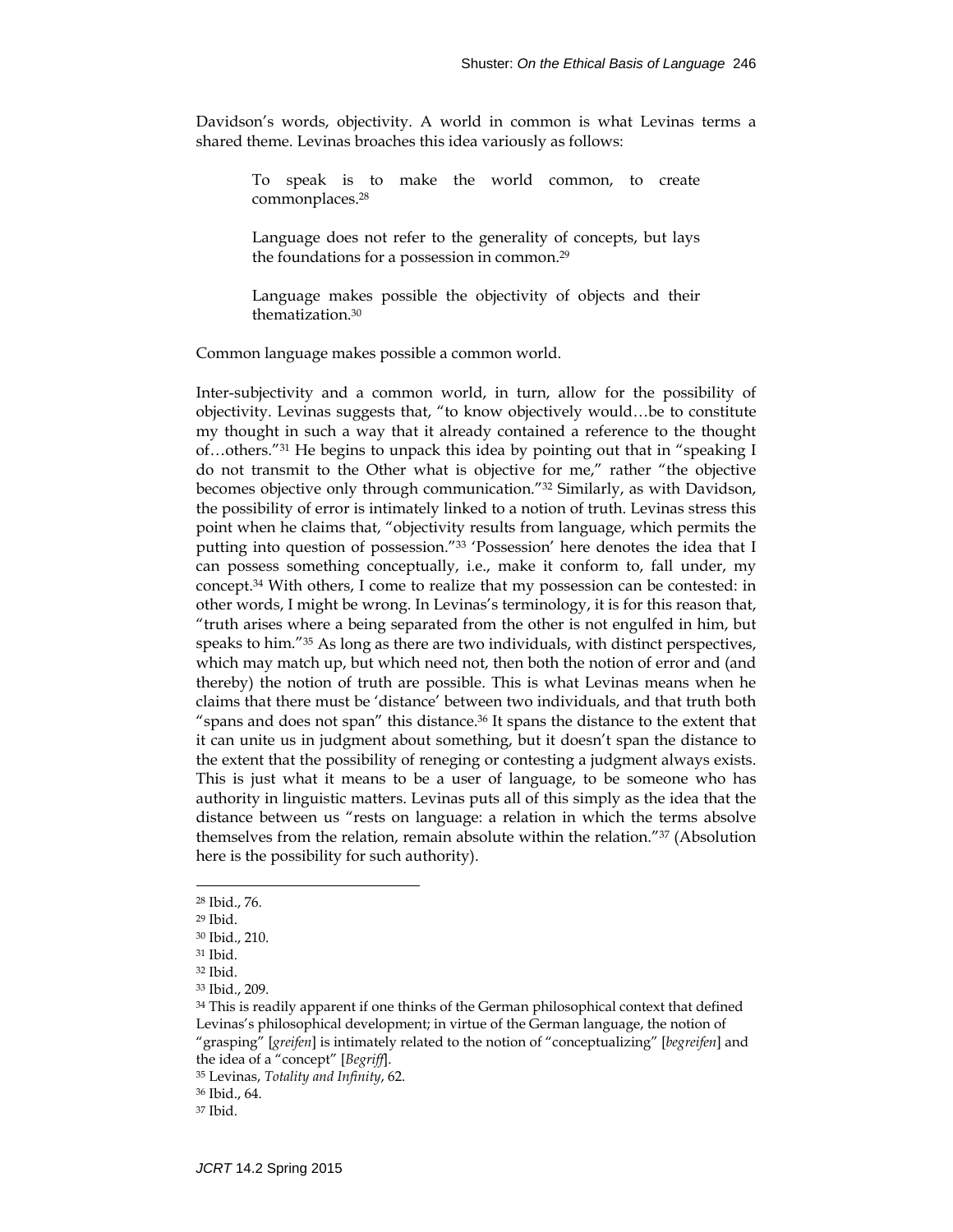Davidson's words, objectivity. A world in common is what Levinas terms a shared theme. Levinas broaches this idea variously as follows:

> To speak is to make the world common, to create commonplaces.[28]
>
> Language does not refer to the generality of concepts, but lays the foundations for a possession in common.[29]
>
> Language makes possible the objectivity of objects and their thematization.[30]

Common language makes possible a common world.

Inter-subjectivity and a common world, in turn, allow for the possibility of objectivity. Levinas suggests that, "to know objectively would…be to constitute my thought in such a way that it already contained a reference to the thought of…others."[31] He begins to unpack this idea by pointing out that in "speaking I do not transmit to the Other what is objective for me," rather "the objective becomes objective only through communication."[32] Similarly, as with Davidson, the possibility of error is intimately linked to a notion of truth. Levinas stress this point when he claims that, "objectivity results from language, which permits the putting into question of possession."[33] 'Possession' here denotes the idea that I can possess something conceptually, i.e., make it conform to, fall under, my concept.[34] With others, I come to realize that my possession can be contested: in other words, I might be wrong. In Levinas's terminology, it is for this reason that, "truth arises where a being separated from the other is not engulfed in him, but speaks to him."[35] As long as there are two individuals, with distinct perspectives, which may match up, but which need not, then both the notion of error and (and thereby) the notion of truth are possible. This is what Levinas means when he claims that there must be 'distance' between two individuals, and that truth both "spans and does not span" this distance.[36] It spans the distance to the extent that it can unite us in judgment about something, but it doesn't span the distance to the extent that the possibility of reneging or contesting a judgment always exists. This is just what it means to be a user of language, to be someone who has authority in linguistic matters. Levinas puts all of this simply as the idea that the distance between us "rests on language: a relation in which the terms absolve themselves from the relation, remain absolute within the relation."[37] (Absolution here is the possibility for such authority).

---

[28] Ibid., 76.

[29] Ibid.

[30] Ibid., 210.

[31] Ibid.

[32] Ibid.

[33] Ibid., 209.

[34] This is readily apparent if one thinks of the German philosophical context that defined Levinas's philosophical development; in virtue of the German language, the notion of "grasping" [*greifen*] is intimately related to the notion of "conceptualizing" [*begreifen*] and the idea of a "concept" [*Begriff*].

[35] Levinas, *Totality and Infinity*, 62.

[36] Ibid., 64.

[37] Ibid.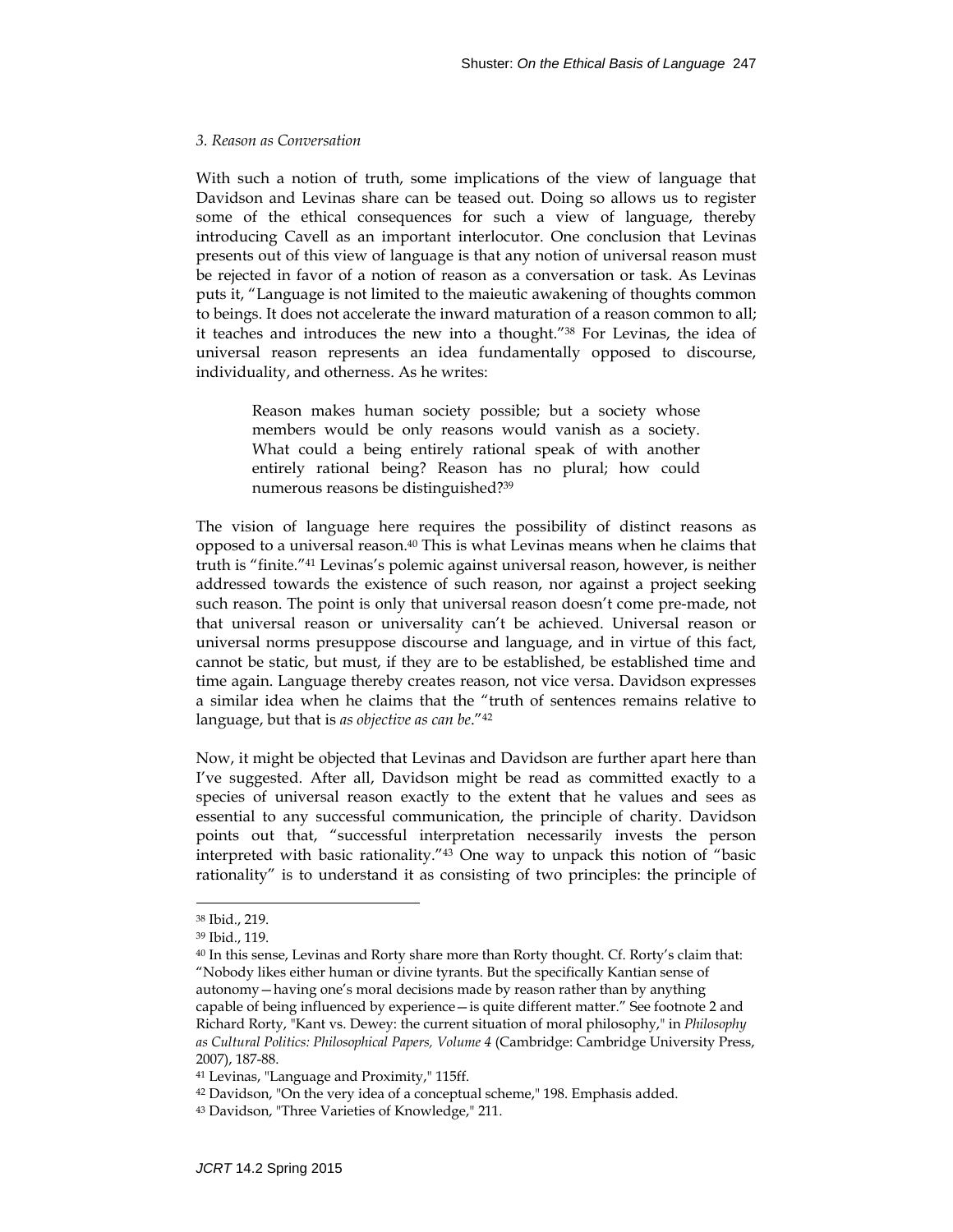### *3. Reason as Conversation*

With such a notion of truth, some implications of the view of language that Davidson and Levinas share can be teased out. Doing so allows us to register some of the ethical consequences for such a view of language, thereby introducing Cavell as an important interlocutor. One conclusion that Levinas presents out of this view of language is that any notion of universal reason must be rejected in favor of a notion of reason as a conversation or task. As Levinas puts it, "Language is not limited to the maieutic awakening of thoughts common to beings. It does not accelerate the inward maturation of a reason common to all; it teaches and introduces the new into a thought."[38] For Levinas, the idea of universal reason represents an idea fundamentally opposed to discourse, individuality, and otherness. As he writes:

> Reason makes human society possible; but a society whose members would be only reasons would vanish as a society. What could a being entirely rational speak of with another entirely rational being? Reason has no plural; how could numerous reasons be distinguished?[39]

The vision of language here requires the possibility of distinct reasons as opposed to a universal reason.[40] This is what Levinas means when he claims that truth is "finite."[41] Levinas's polemic against universal reason, however, is neither addressed towards the existence of such reason, nor against a project seeking such reason. The point is only that universal reason doesn't come pre-made, not that universal reason or universality can't be achieved. Universal reason or universal norms presuppose discourse and language, and in virtue of this fact, cannot be static, but must, if they are to be established, be established time and time again. Language thereby creates reason, not vice versa. Davidson expresses a similar idea when he claims that the "truth of sentences remains relative to language, but that is *as objective as can be*."[42]

Now, it might be objected that Levinas and Davidson are further apart here than I've suggested. After all, Davidson might be read as committed exactly to a species of universal reason exactly to the extent that he values and sees as essential to any successful communication, the principle of charity. Davidson points out that, "successful interpretation necessarily invests the person interpreted with basic rationality."[43] One way to unpack this notion of "basic rationality" is to understand it as consisting of two principles: the principle of

---

[38] Ibid., 219.

[39] Ibid., 119.

[40] In this sense, Levinas and Rorty share more than Rorty thought. Cf. Rorty's claim that: "Nobody likes either human or divine tyrants. But the specifically Kantian sense of autonomy—having one's moral decisions made by reason rather than by anything capable of being influenced by experience—is quite different matter." See footnote 2 and Richard Rorty, "Kant vs. Dewey: the current situation of moral philosophy," in *Philosophy as Cultural Politics: Philosophical Papers, Volume 4* (Cambridge: Cambridge University Press, 2007), 187-88.

[41] Levinas, "Language and Proximity," 115ff.

[42] Davidson, "On the very idea of a conceptual scheme," 198. Emphasis added.

[43] Davidson, "Three Varieties of Knowledge," 211.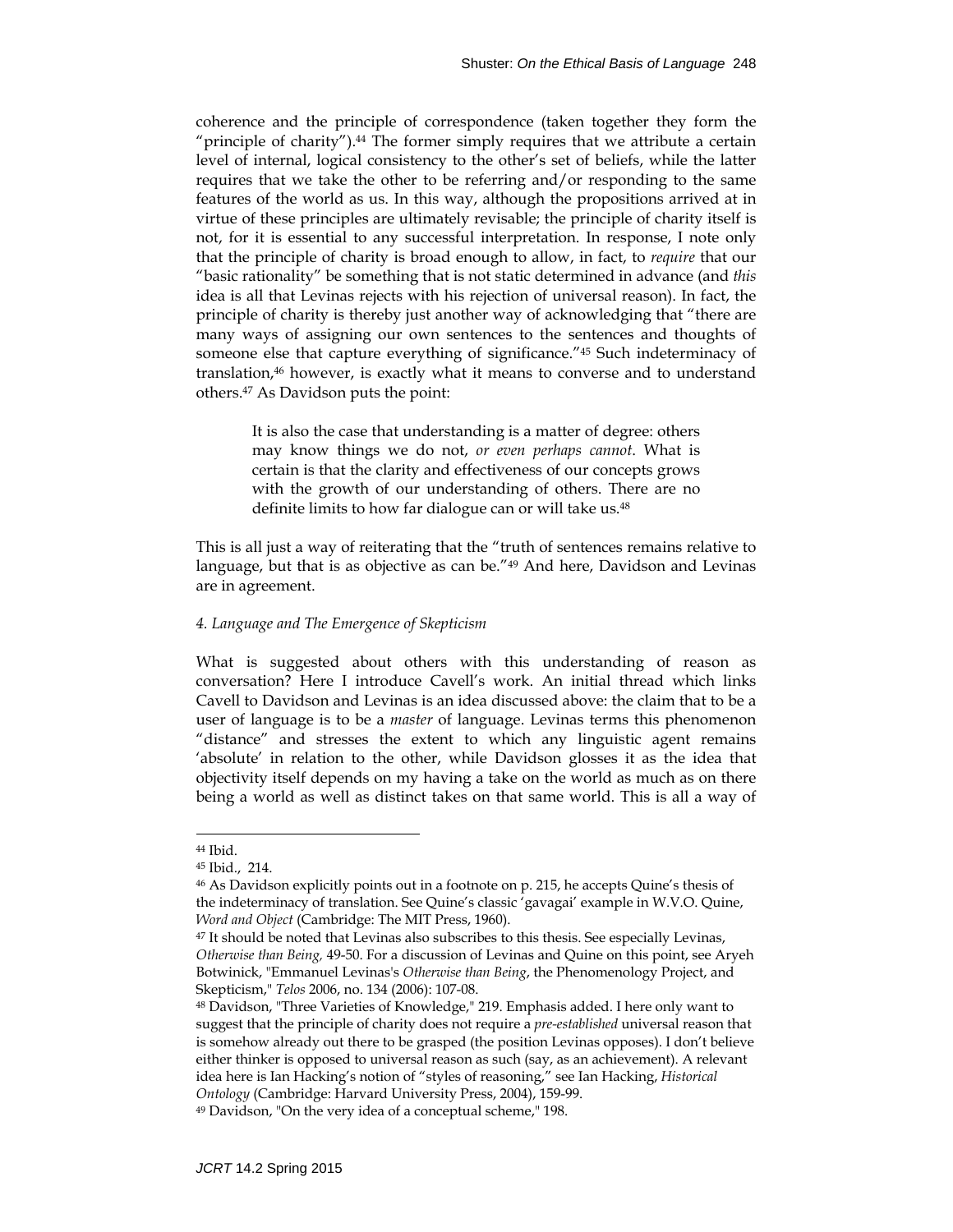coherence and the principle of correspondence (taken together they form the "principle of charity").[44] The former simply requires that we attribute a certain level of internal, logical consistency to the other's set of beliefs, while the latter requires that we take the other to be referring and/or responding to the same features of the world as us. In this way, although the propositions arrived at in virtue of these principles are ultimately revisable; the principle of charity itself is not, for it is essential to any successful interpretation. In response, I note only that the principle of charity is broad enough to allow, in fact, to *require* that our "basic rationality" be something that is not static determined in advance (and *this* idea is all that Levinas rejects with his rejection of universal reason). In fact, the principle of charity is thereby just another way of acknowledging that "there are many ways of assigning our own sentences to the sentences and thoughts of someone else that capture everything of significance."[45] Such indeterminacy of translation,[46] however, is exactly what it means to converse and to understand others.[47] As Davidson puts the point:

> It is also the case that understanding is a matter of degree: others may know things we do not, *or even perhaps cannot*. What is certain is that the clarity and effectiveness of our concepts grows with the growth of our understanding of others. There are no definite limits to how far dialogue can or will take us.[48]

This is all just a way of reiterating that the "truth of sentences remains relative to language, but that is as objective as can be."[49] And here, Davidson and Levinas are in agreement.

#### *4. Language and The Emergence of Skepticism*

What is suggested about others with this understanding of reason as conversation? Here I introduce Cavell's work. An initial thread which links Cavell to Davidson and Levinas is an idea discussed above: the claim that to be a user of language is to be a *master* of language. Levinas terms this phenomenon "distance" and stresses the extent to which any linguistic agent remains 'absolute' in relation to the other, while Davidson glosses it as the idea that objectivity itself depends on my having a take on the world as much as on there being a world as well as distinct takes on that same world. This is all a way of

---

[44] Ibid.

[45] Ibid., 214.

[46] As Davidson explicitly points out in a footnote on p. 215, he accepts Quine's thesis of the indeterminacy of translation. See Quine's classic 'gavagai' example in W.V.O. Quine, *Word and Object* (Cambridge: The MIT Press, 1960).

[47] It should be noted that Levinas also subscribes to this thesis. See especially Levinas, *Otherwise than Being,* 49-50. For a discussion of Levinas and Quine on this point, see Aryeh Botwinick, "Emmanuel Levinas's *Otherwise than Being*, the Phenomenology Project, and Skepticism," *Telos* 2006, no. 134 (2006): 107-08.

[48] Davidson, "Three Varieties of Knowledge," 219. Emphasis added. I here only want to suggest that the principle of charity does not require a *pre-established* universal reason that is somehow already out there to be grasped (the position Levinas opposes). I don't believe either thinker is opposed to universal reason as such (say, as an achievement). A relevant idea here is Ian Hacking's notion of "styles of reasoning," see Ian Hacking, *Historical Ontology* (Cambridge: Harvard University Press, 2004), 159-99.

[49] Davidson, "On the very idea of a conceptual scheme," 198.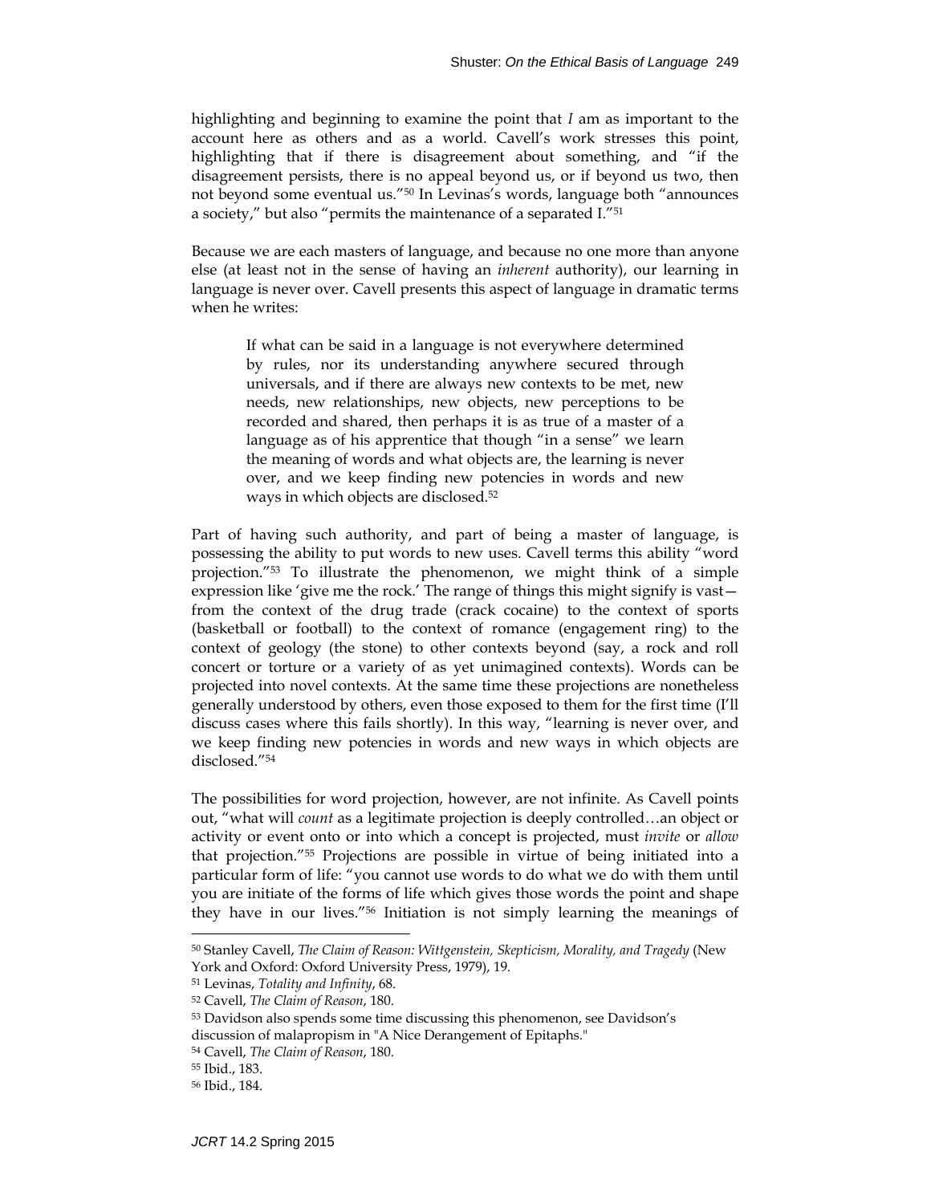highlighting and beginning to examine the point that *I* am as important to the account here as others and as a world. Cavell's work stresses this point, highlighting that if there is disagreement about something, and "if the disagreement persists, there is no appeal beyond us, or if beyond us two, then not beyond some eventual us."[50] In Levinas's words, language both "announces a society," but also "permits the maintenance of a separated I."[51]

Because we are each masters of language, and because no one more than anyone else (at least not in the sense of having an *inherent* authority), our learning in language is never over. Cavell presents this aspect of language in dramatic terms when he writes:

> If what can be said in a language is not everywhere determined by rules, nor its understanding anywhere secured through universals, and if there are always new contexts to be met, new needs, new relationships, new objects, new perceptions to be recorded and shared, then perhaps it is as true of a master of a language as of his apprentice that though "in a sense" we learn the meaning of words and what objects are, the learning is never over, and we keep finding new potencies in words and new ways in which objects are disclosed.[52]

Part of having such authority, and part of being a master of language, is possessing the ability to put words to new uses. Cavell terms this ability "word projection."[53] To illustrate the phenomenon, we might think of a simple expression like 'give me the rock.' The range of things this might signify is vast—from the context of the drug trade (crack cocaine) to the context of sports (basketball or football) to the context of romance (engagement ring) to the context of geology (the stone) to other contexts beyond (say, a rock and roll concert or torture or a variety of as yet unimagined contexts). Words can be projected into novel contexts. At the same time these projections are nonetheless generally understood by others, even those exposed to them for the first time (I'll discuss cases where this fails shortly). In this way, "learning is never over, and we keep finding new potencies in words and new ways in which objects are disclosed."[54]

The possibilities for word projection, however, are not infinite. As Cavell points out, "what will *count* as a legitimate projection is deeply controlled…an object or activity or event onto or into which a concept is projected, must *invite* or *allow* that projection."[55] Projections are possible in virtue of being initiated into a particular form of life: "you cannot use words to do what we do with them until you are initiate of the forms of life which gives those words the point and shape they have in our lives."[56] Initiation is not simply learning the meanings of

---

[50] Stanley Cavell, *The Claim of Reason: Wittgenstein, Skepticism, Morality, and Tragedy* (New York and Oxford: Oxford University Press, 1979), 19.

[51] Levinas, *Totality and Infinity*, 68.

[52] Cavell, *The Claim of Reason*, 180.

[53] Davidson also spends some time discussing this phenomenon, see Davidson's discussion of malapropism in "A Nice Derangement of Epitaphs."

[54] Cavell, *The Claim of Reason*, 180.

[55] Ibid., 183.

[56] Ibid., 184.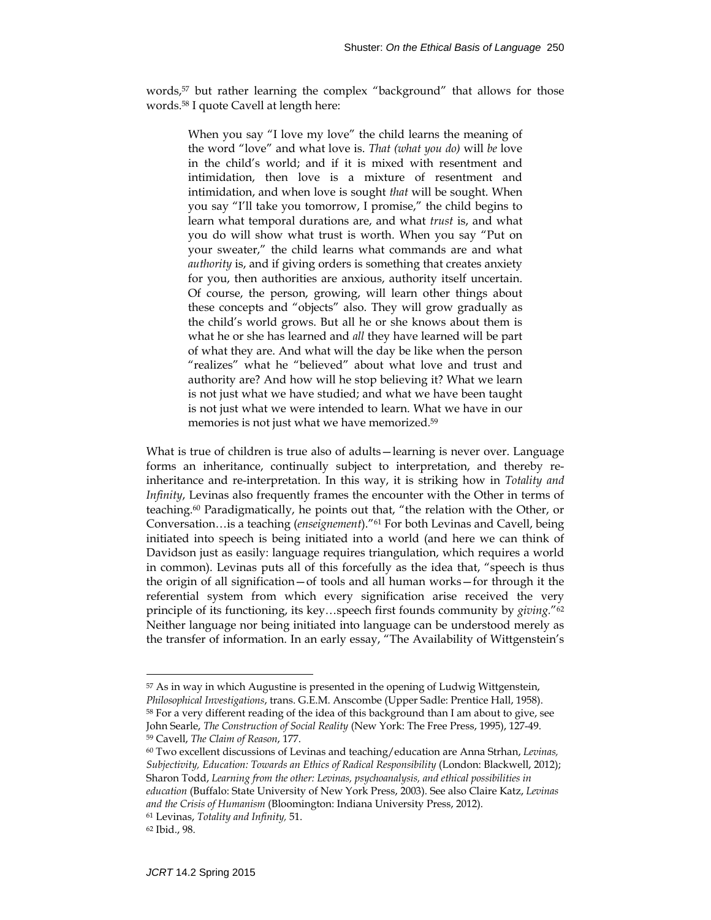words,[57] but rather learning the complex "background" that allows for those words.[58] I quote Cavell at length here:

> When you say "I love my love" the child learns the meaning of the word "love" and what love is. *That (what you do)* will *be* love in the child's world; and if it is mixed with resentment and intimidation, then love is a mixture of resentment and intimidation, and when love is sought *that* will be sought. When you say "I'll take you tomorrow, I promise," the child begins to learn what temporal durations are, and what *trust* is, and what you do will show what trust is worth. When you say "Put on your sweater," the child learns what commands are and what *authority* is, and if giving orders is something that creates anxiety for you, then authorities are anxious, authority itself uncertain. Of course, the person, growing, will learn other things about these concepts and "objects" also. They will grow gradually as the child's world grows. But all he or she knows about them is what he or she has learned and *all* they have learned will be part of what they are. And what will the day be like when the person "realizes" what he "believed" about what love and trust and authority are? And how will he stop believing it? What we learn is not just what we have studied; and what we have been taught is not just what we were intended to learn. What we have in our memories is not just what we have memorized.[59]

What is true of children is true also of adults—learning is never over. Language forms an inheritance, continually subject to interpretation, and thereby re-inheritance and re-interpretation. In this way, it is striking how in *Totality and Infinity*, Levinas also frequently frames the encounter with the Other in terms of teaching.[60] Paradigmatically, he points out that, "the relation with the Other, or Conversation…is a teaching (*enseignement*)."[61] For both Levinas and Cavell, being initiated into speech is being initiated into a world (and here we can think of Davidson just as easily: language requires triangulation, which requires a world in common). Levinas puts all of this forcefully as the idea that, "speech is thus the origin of all signification—of tools and all human works—for through it the referential system from which every signification arise received the very principle of its functioning, its key…speech first founds community by *giving*."[62] Neither language nor being initiated into language can be understood merely as the transfer of information. In an early essay, "The Availability of Wittgenstein's

---

[57] As in way in which Augustine is presented in the opening of Ludwig Wittgenstein, *Philosophical Investigations*, trans. G.E.M. Anscombe (Upper Sadle: Prentice Hall, 1958).

[58] For a very different reading of the idea of this background than I am about to give, see John Searle, *The Construction of Social Reality* (New York: The Free Press, 1995), 127-49.

[59] Cavell, *The Claim of Reason*, 177.

[60] Two excellent discussions of Levinas and teaching/education are Anna Strhan, *Levinas, Subjectivity, Education: Towards an Ethics of Radical Responsibility* (London: Blackwell, 2012); Sharon Todd, *Learning from the other: Levinas, psychoanalysis, and ethical possibilities in education* (Buffalo: State University of New York Press, 2003). See also Claire Katz, *Levinas and the Crisis of Humanism* (Bloomington: Indiana University Press, 2012).

[61] Levinas, *Totality and Infinity,* 51.

[62] Ibid., 98.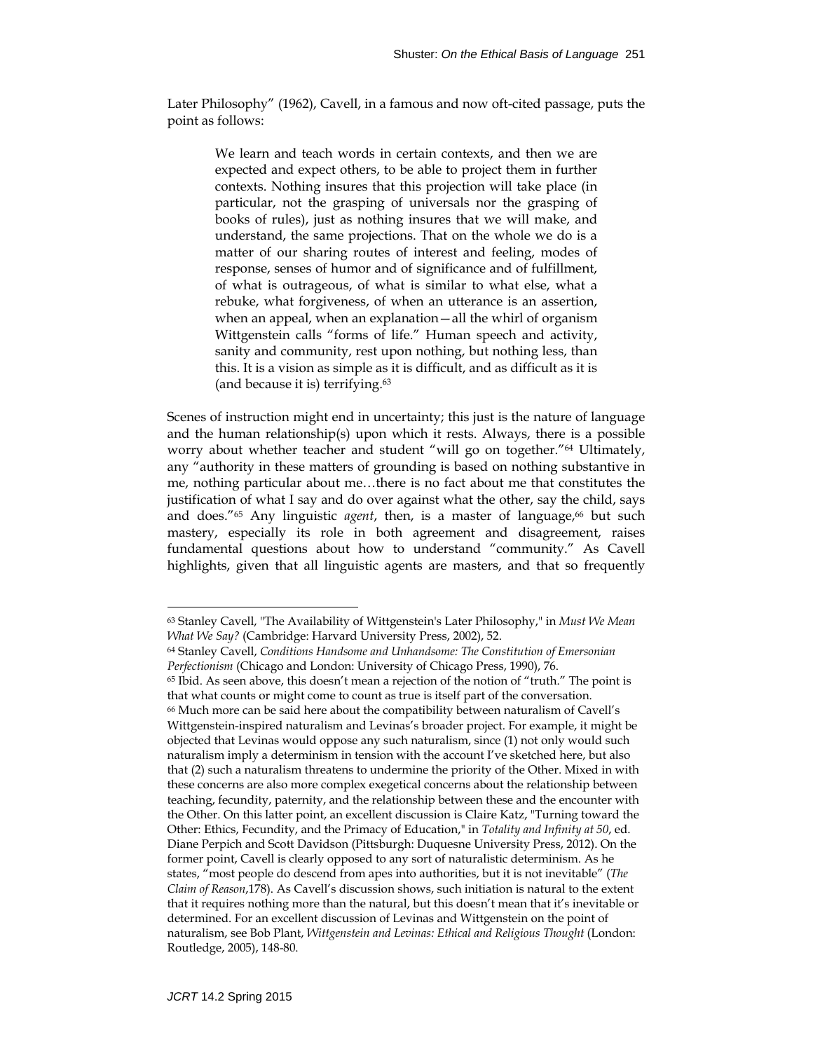Later Philosophy" (1962), Cavell, in a famous and now oft-cited passage, puts the point as follows:

> We learn and teach words in certain contexts, and then we are expected and expect others, to be able to project them in further contexts. Nothing insures that this projection will take place (in particular, not the grasping of universals nor the grasping of books of rules), just as nothing insures that we will make, and understand, the same projections. That on the whole we do is a matter of our sharing routes of interest and feeling, modes of response, senses of humor and of significance and of fulfillment, of what is outrageous, of what is similar to what else, what a rebuke, what forgiveness, of when an utterance is an assertion, when an appeal, when an explanation—all the whirl of organism Wittgenstein calls "forms of life." Human speech and activity, sanity and community, rest upon nothing, but nothing less, than this. It is a vision as simple as it is difficult, and as difficult as it is (and because it is) terrifying.[63]

Scenes of instruction might end in uncertainty; this just is the nature of language and the human relationship(s) upon which it rests. Always, there is a possible worry about whether teacher and student "will go on together."[64] Ultimately, any "authority in these matters of grounding is based on nothing substantive in me, nothing particular about me…there is no fact about me that constitutes the justification of what I say and do over against what the other, say the child, says and does."[65] Any linguistic *agent*, then, is a master of language,[66] but such mastery, especially its role in both agreement and disagreement, raises fundamental questions about how to understand "community." As Cavell highlights, given that all linguistic agents are masters, and that so frequently

---

[63] Stanley Cavell, "The Availability of Wittgenstein's Later Philosophy," in *Must We Mean What We Say?* (Cambridge: Harvard University Press, 2002), 52.

[64] Stanley Cavell, *Conditions Handsome and Unhandsome: The Constitution of Emersonian Perfectionism* (Chicago and London: University of Chicago Press, 1990), 76.

[65] Ibid. As seen above, this doesn't mean a rejection of the notion of "truth." The point is that what counts or might come to count as true is itself part of the conversation.

[66] Much more can be said here about the compatibility between naturalism of Cavell's Wittgenstein-inspired naturalism and Levinas's broader project. For example, it might be objected that Levinas would oppose any such naturalism, since (1) not only would such naturalism imply a determinism in tension with the account I've sketched here, but also that (2) such a naturalism threatens to undermine the priority of the Other. Mixed in with these concerns are also more complex exegetical concerns about the relationship between teaching, fecundity, paternity, and the relationship between these and the encounter with the Other. On this latter point, an excellent discussion is Claire Katz, "Turning toward the Other: Ethics, Fecundity, and the Primacy of Education," in *Totality and Infinity at 50*, ed. Diane Perpich and Scott Davidson (Pittsburgh: Duquesne University Press, 2012). On the former point, Cavell is clearly opposed to any sort of naturalistic determinism. As he states, "most people do descend from apes into authorities, but it is not inevitable" (*The Claim of Reason*,178). As Cavell's discussion shows, such initiation is natural to the extent that it requires nothing more than the natural, but this doesn't mean that it's inevitable or determined. For an excellent discussion of Levinas and Wittgenstein on the point of naturalism, see Bob Plant, *Wittgenstein and Levinas: Ethical and Religious Thought* (London: Routledge, 2005), 148-80.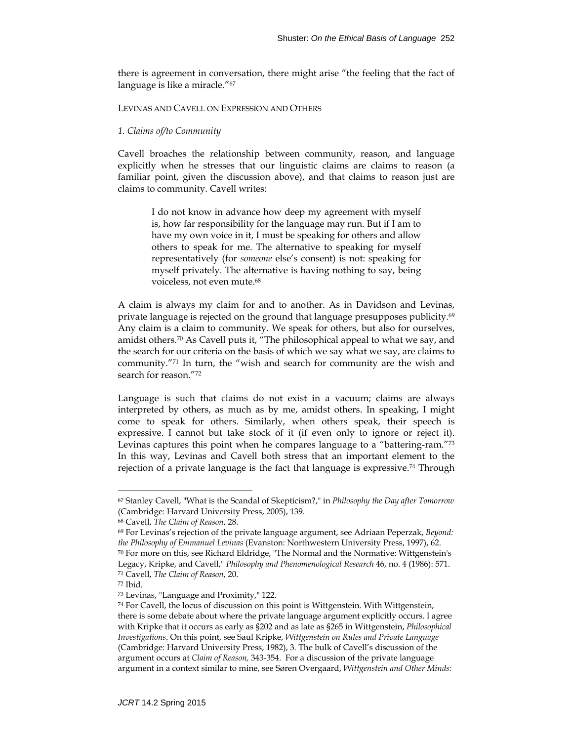there is agreement in conversation, there might arise "the feeling that the fact of language is like a miracle."[67]

LEVINAS AND CAVELL ON EXPRESSION AND OTHERS

*1. Claims of/to Community*

Cavell broaches the relationship between community, reason, and language explicitly when he stresses that our linguistic claims are claims to reason (a familiar point, given the discussion above), and that claims to reason just are claims to community. Cavell writes:

> I do not know in advance how deep my agreement with myself is, how far responsibility for the language may run. But if I am to have my own voice in it, I must be speaking for others and allow others to speak for me. The alternative to speaking for myself representatively (for *someone* else's consent) is not: speaking for myself privately. The alternative is having nothing to say, being voiceless, not even mute.[68]

A claim is always my claim for and to another. As in Davidson and Levinas, private language is rejected on the ground that language presupposes publicity.[69] Any claim is a claim to community. We speak for others, but also for ourselves, amidst others.[70] As Cavell puts it, "The philosophical appeal to what we say, and the search for our criteria on the basis of which we say what we say, are claims to community."[71] In turn, the "wish and search for community are the wish and search for reason."[72]

Language is such that claims do not exist in a vacuum; claims are always interpreted by others, as much as by me, amidst others. In speaking, I might come to speak for others. Similarly, when others speak, their speech is expressive. I cannot but take stock of it (if even only to ignore or reject it). Levinas captures this point when he compares language to a "battering-ram."[73] In this way, Levinas and Cavell both stress that an important element to the rejection of a private language is the fact that language is expressive.[74] Through

---

[67] Stanley Cavell, "What is the Scandal of Skepticism?," in *Philosophy the Day after Tomorrow* (Cambridge: Harvard University Press, 2005), 139.

[68] Cavell, *The Claim of Reason*, 28.

[69] For Levinas's rejection of the private language argument, see Adriaan Peperzak, *Beyond: the Philosophy of Emmanuel Levinas* (Evanston: Northwestern University Press, 1997), 62.

[70] For more on this, see Richard Eldridge, "The Normal and the Normative: Wittgenstein's Legacy, Kripke, and Cavell," *Philosophy and Phenomenological Research* 46, no. 4 (1986): 571.

[71] Cavell, *The Claim of Reason*, 20.

[72] Ibid.

[73] Levinas, "Language and Proximity," 122.

[74] For Cavell, the locus of discussion on this point is Wittgenstein. With Wittgenstein, there is some debate about where the private language argument explicitly occurs. I agree with Kripke that it occurs as early as §202 and as late as §265 in Wittgenstein, *Philosophical Investigations*. On this point, see Saul Kripke, *Wittgenstein on Rules and Private Language* (Cambridge: Harvard University Press, 1982), 3. The bulk of Cavell's discussion of the argument occurs at *Claim of Reason,* 343-354. For a discussion of the private language argument in a context similar to mine, see Søren Overgaard, *Wittgenstein and Other Minds:*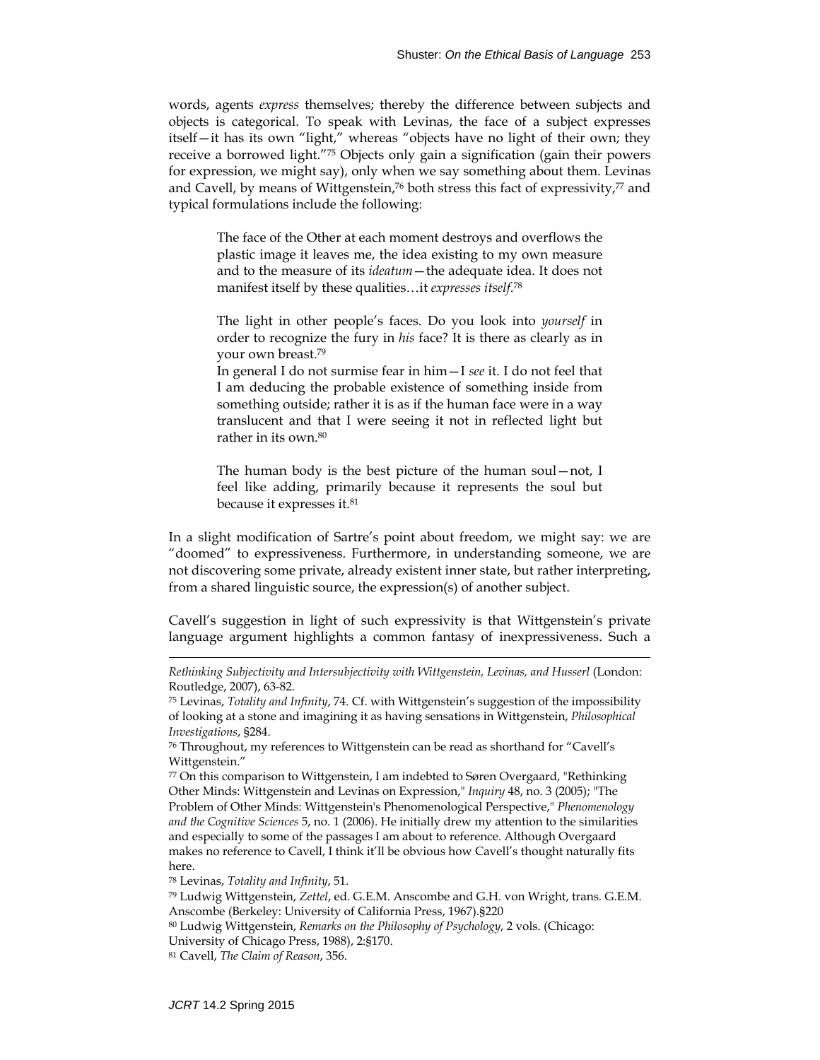words, agents *express* themselves; thereby the difference between subjects and objects is categorical. To speak with Levinas, the face of a subject expresses itself—it has its own "light," whereas "objects have no light of their own; they receive a borrowed light."[75] Objects only gain a signification (gain their powers for expression, we might say), only when we say something about them. Levinas and Cavell, by means of Wittgenstein,[76] both stress this fact of expressivity,[77] and typical formulations include the following:

> The face of the Other at each moment destroys and overflows the plastic image it leaves me, the idea existing to my own measure and to the measure of its *ideatum*—the adequate idea. It does not manifest itself by these qualities…it *expresses itself*.[78]

> The light in other people's faces. Do you look into *yourself* in order to recognize the fury in *his* face? It is there as clearly as in your own breast.[79]
> In general I do not surmise fear in him—I *see* it. I do not feel that I am deducing the probable existence of something inside from something outside; rather it is as if the human face were in a way translucent and that I were seeing it not in reflected light but rather in its own.[80]

> The human body is the best picture of the human soul—not, I feel like adding, primarily because it represents the soul but because it expresses it.[81]

In a slight modification of Sartre's point about freedom, we might say: we are "doomed" to expressiveness. Furthermore, in understanding someone, we are not discovering some private, already existent inner state, but rather interpreting, from a shared linguistic source, the expression(s) of another subject.

Cavell's suggestion in light of such expressivity is that Wittgenstein's private language argument highlights a common fantasy of inexpressiveness. Such a

---

*Rethinking Subjectivity and Intersubjectivity with Wittgenstein, Levinas, and Husserl* (London: Routledge, 2007), 63-82.

[75] Levinas, *Totality and Infinity*, 74. Cf. with Wittgenstein's suggestion of the impossibility of looking at a stone and imagining it as having sensations in Wittgenstein, *Philosophical Investigations*, §284.

[76] Throughout, my references to Wittgenstein can be read as shorthand for "Cavell's Wittgenstein."

[77] On this comparison to Wittgenstein, I am indebted to Søren Overgaard, "Rethinking Other Minds: Wittgenstein and Levinas on Expression," *Inquiry* 48, no. 3 (2005); "The Problem of Other Minds: Wittgenstein's Phenomenological Perspective," *Phenomenology and the Cognitive Sciences* 5, no. 1 (2006). He initially drew my attention to the similarities and especially to some of the passages I am about to reference. Although Overgaard makes no reference to Cavell, I think it'll be obvious how Cavell's thought naturally fits here.

[78] Levinas, *Totality and Infinity*, 51.

[79] Ludwig Wittgenstein, *Zettel*, ed. G.E.M. Anscombe and G.H. von Wright, trans. G.E.M. Anscombe (Berkeley: University of California Press, 1967).§220

[80] Ludwig Wittgenstein, *Remarks on the Philosophy of Psychology*, 2 vols. (Chicago: University of Chicago Press, 1988), 2:§170.

[81] Cavell, *The Claim of Reason*, 356.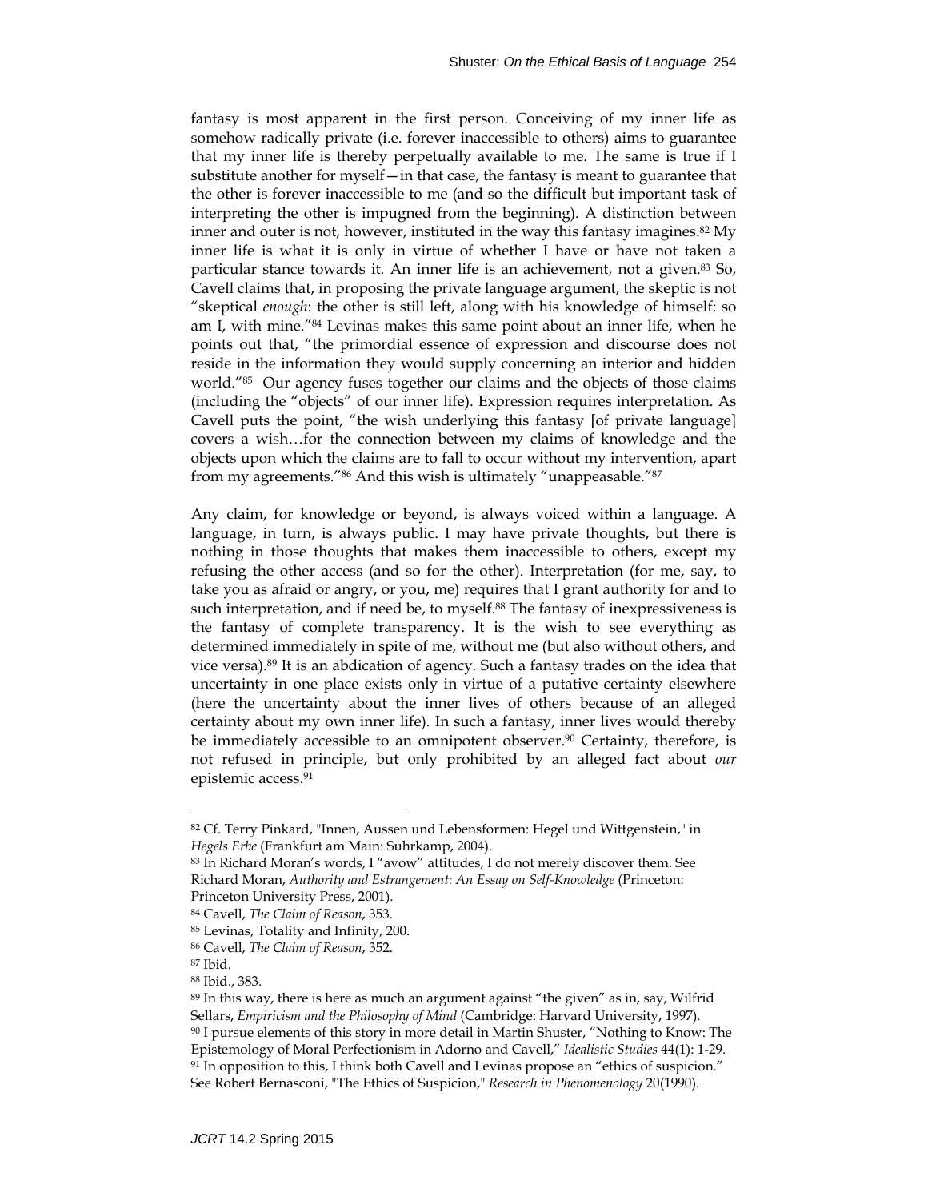fantasy is most apparent in the first person. Conceiving of my inner life as somehow radically private (i.e. forever inaccessible to others) aims to guarantee that my inner life is thereby perpetually available to me. The same is true if I substitute another for myself—in that case, the fantasy is meant to guarantee that the other is forever inaccessible to me (and so the difficult but important task of interpreting the other is impugned from the beginning). A distinction between inner and outer is not, however, instituted in the way this fantasy imagines.[82] My inner life is what it is only in virtue of whether I have or have not taken a particular stance towards it. An inner life is an achievement, not a given.[83] So, Cavell claims that, in proposing the private language argument, the skeptic is not "skeptical *enough*: the other is still left, along with his knowledge of himself: so am I, with mine."[84] Levinas makes this same point about an inner life, when he points out that, "the primordial essence of expression and discourse does not reside in the information they would supply concerning an interior and hidden world."[85] Our agency fuses together our claims and the objects of those claims (including the "objects" of our inner life). Expression requires interpretation. As Cavell puts the point, "the wish underlying this fantasy [of private language] covers a wish…for the connection between my claims of knowledge and the objects upon which the claims are to fall to occur without my intervention, apart from my agreements."[86] And this wish is ultimately "unappeasable."[87]

Any claim, for knowledge or beyond, is always voiced within a language. A language, in turn, is always public. I may have private thoughts, but there is nothing in those thoughts that makes them inaccessible to others, except my refusing the other access (and so for the other). Interpretation (for me, say, to take you as afraid or angry, or you, me) requires that I grant authority for and to such interpretation, and if need be, to myself.[88] The fantasy of inexpressiveness is the fantasy of complete transparency. It is the wish to see everything as determined immediately in spite of me, without me (but also without others, and vice versa).[89] It is an abdication of agency. Such a fantasy trades on the idea that uncertainty in one place exists only in virtue of a putative certainty elsewhere (here the uncertainty about the inner lives of others because of an alleged certainty about my own inner life). In such a fantasy, inner lives would thereby be immediately accessible to an omnipotent observer.[90] Certainty, therefore, is not refused in principle, but only prohibited by an alleged fact about *our* epistemic access.[91]

---

[82] Cf. Terry Pinkard, "Innen, Aussen und Lebensformen: Hegel und Wittgenstein," in *Hegels Erbe* (Frankfurt am Main: Suhrkamp, 2004).

[83] In Richard Moran's words, I "avow" attitudes, I do not merely discover them. See Richard Moran, *Authority and Estrangement: An Essay on Self-Knowledge* (Princeton: Princeton University Press, 2001).

[84] Cavell, *The Claim of Reason*, 353.

[85] Levinas, Totality and Infinity, 200.

[86] Cavell, *The Claim of Reason*, 352.

[87] Ibid.

[88] Ibid., 383.

[89] In this way, there is here as much an argument against "the given" as in, say, Wilfrid Sellars, *Empiricism and the Philosophy of Mind* (Cambridge: Harvard University, 1997).

[90] I pursue elements of this story in more detail in Martin Shuster, "Nothing to Know: The Epistemology of Moral Perfectionism in Adorno and Cavell," *Idealistic Studies* 44(1): 1-29.

[91] In opposition to this, I think both Cavell and Levinas propose an "ethics of suspicion." See Robert Bernasconi, "The Ethics of Suspicion," *Research in Phenomenology* 20(1990).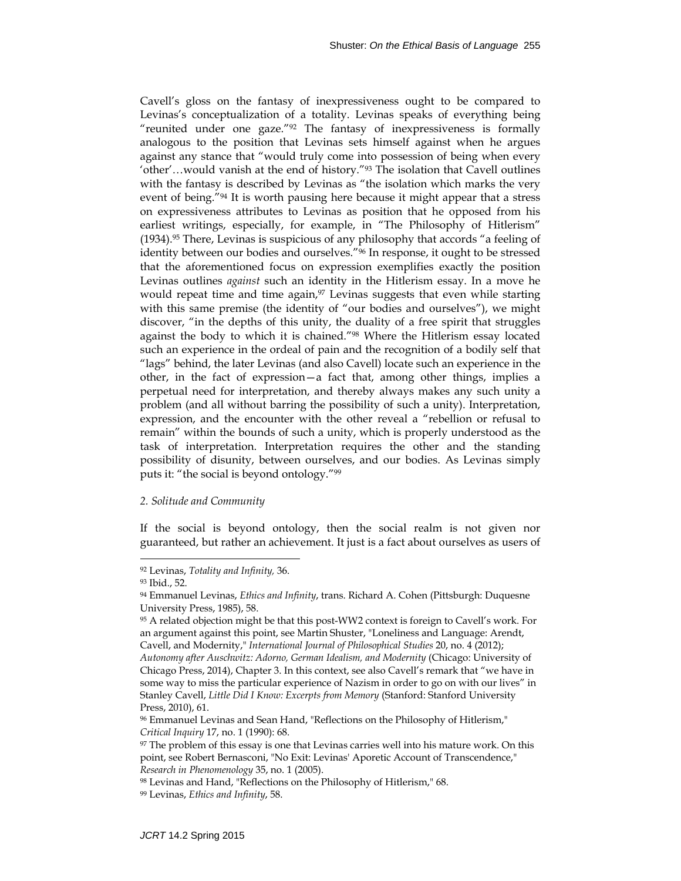Cavell's gloss on the fantasy of inexpressiveness ought to be compared to Levinas's conceptualization of a totality. Levinas speaks of everything being "reunited under one gaze."[92] The fantasy of inexpressiveness is formally analogous to the position that Levinas sets himself against when he argues against any stance that "would truly come into possession of being when every 'other'…would vanish at the end of history."[93] The isolation that Cavell outlines with the fantasy is described by Levinas as "the isolation which marks the very event of being."[94] It is worth pausing here because it might appear that a stress on expressiveness attributes to Levinas as position that he opposed from his earliest writings, especially, for example, in "The Philosophy of Hitlerism" (1934).[95] There, Levinas is suspicious of any philosophy that accords "a feeling of identity between our bodies and ourselves."[96] In response, it ought to be stressed that the aforementioned focus on expression exemplifies exactly the position Levinas outlines *against* such an identity in the Hitlerism essay. In a move he would repeat time and time again,[97] Levinas suggests that even while starting with this same premise (the identity of "our bodies and ourselves"), we might discover, "in the depths of this unity, the duality of a free spirit that struggles against the body to which it is chained."[98] Where the Hitlerism essay located such an experience in the ordeal of pain and the recognition of a bodily self that "lags" behind, the later Levinas (and also Cavell) locate such an experience in the other, in the fact of expression—a fact that, among other things, implies a perpetual need for interpretation, and thereby always makes any such unity a problem (and all without barring the possibility of such a unity). Interpretation, expression, and the encounter with the other reveal a "rebellion or refusal to remain" within the bounds of such a unity, which is properly understood as the task of interpretation. Interpretation requires the other and the standing possibility of disunity, between ourselves, and our bodies. As Levinas simply puts it: "the social is beyond ontology."[99]

### *2. Solitude and Community*

If the social is beyond ontology, then the social realm is not given nor guaranteed, but rather an achievement. It just is a fact about ourselves as users of

---

[92] Levinas, *Totality and Infinity,* 36.

[93] Ibid., 52.

[94] Emmanuel Levinas, *Ethics and Infinity*, trans. Richard A. Cohen (Pittsburgh: Duquesne University Press, 1985), 58.

[95] A related objection might be that this post-WW2 context is foreign to Cavell's work. For an argument against this point, see Martin Shuster, "Loneliness and Language: Arendt, Cavell, and Modernity," *International Journal of Philosophical Studies* 20, no. 4 (2012); *Autonomy after Auschwitz: Adorno, German Idealism, and Modernity* (Chicago: University of Chicago Press, 2014), Chapter 3. In this context, see also Cavell's remark that "we have in some way to miss the particular experience of Nazism in order to go on with our lives" in Stanley Cavell, *Little Did I Know: Excerpts from Memory* (Stanford: Stanford University Press, 2010), 61.

[96] Emmanuel Levinas and Sean Hand, "Reflections on the Philosophy of Hitlerism," *Critical Inquiry* 17, no. 1 (1990): 68.

[97] The problem of this essay is one that Levinas carries well into his mature work. On this point, see Robert Bernasconi, "No Exit: Levinas' Aporetic Account of Transcendence," *Research in Phenomenology* 35, no. 1 (2005).

[98] Levinas and Hand, "Reflections on the Philosophy of Hitlerism," 68.

[99] Levinas, *Ethics and Infinity*, 58.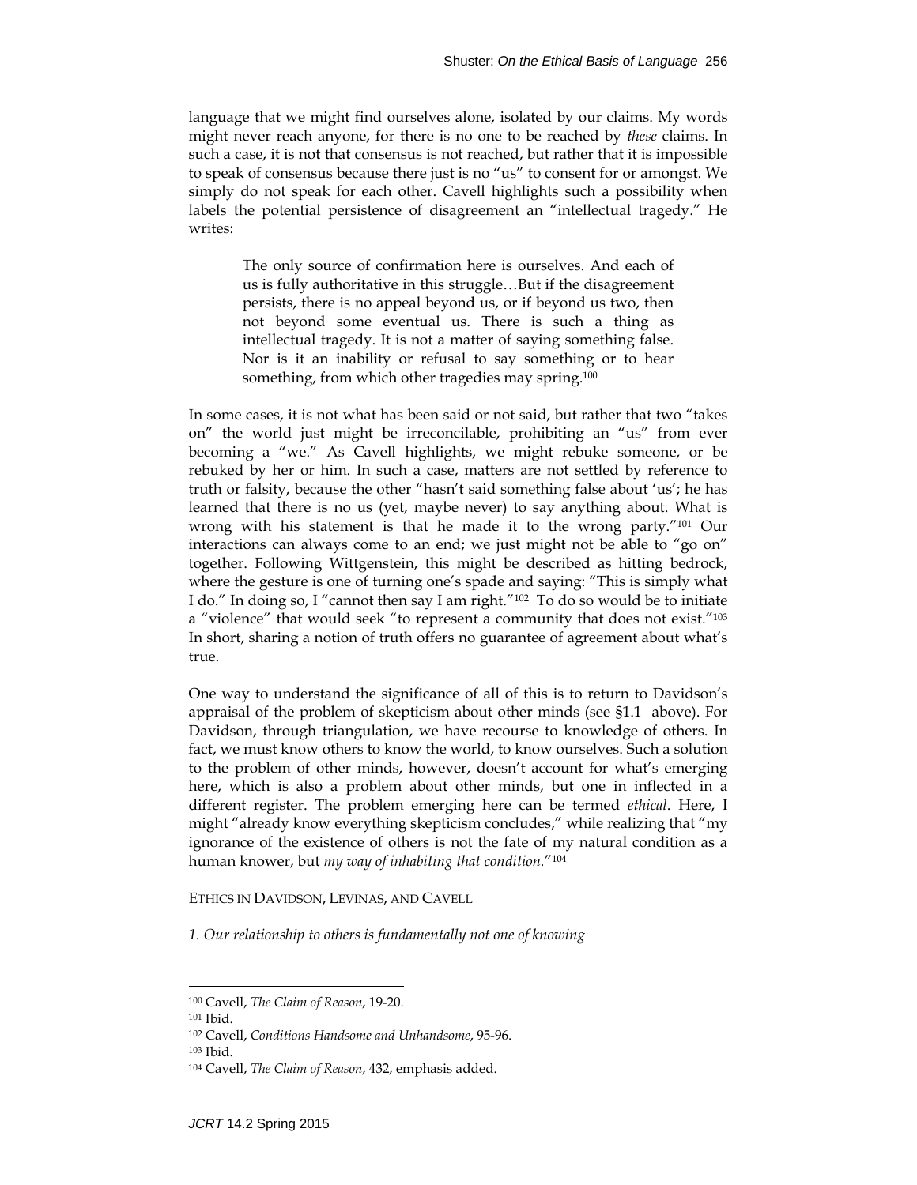language that we might find ourselves alone, isolated by our claims. My words might never reach anyone, for there is no one to be reached by *these* claims. In such a case, it is not that consensus is not reached, but rather that it is impossible to speak of consensus because there just is no "us" to consent for or amongst. We simply do not speak for each other. Cavell highlights such a possibility when labels the potential persistence of disagreement an "intellectual tragedy." He writes:

> The only source of confirmation here is ourselves. And each of us is fully authoritative in this struggle…But if the disagreement persists, there is no appeal beyond us, or if beyond us two, then not beyond some eventual us. There is such a thing as intellectual tragedy. It is not a matter of saying something false. Nor is it an inability or refusal to say something or to hear something, from which other tragedies may spring.[100]

In some cases, it is not what has been said or not said, but rather that two "takes on" the world just might be irreconcilable, prohibiting an "us" from ever becoming a "we." As Cavell highlights, we might rebuke someone, or be rebuked by her or him. In such a case, matters are not settled by reference to truth or falsity, because the other "hasn't said something false about 'us'; he has learned that there is no us (yet, maybe never) to say anything about. What is wrong with his statement is that he made it to the wrong party."[101] Our interactions can always come to an end; we just might not be able to "go on" together. Following Wittgenstein, this might be described as hitting bedrock, where the gesture is one of turning one's spade and saying: "This is simply what I do." In doing so, I "cannot then say I am right."[102] To do so would be to initiate a "violence" that would seek "to represent a community that does not exist."[103] In short, sharing a notion of truth offers no guarantee of agreement about what's true.

One way to understand the significance of all of this is to return to Davidson's appraisal of the problem of skepticism about other minds (see §1.1 above). For Davidson, through triangulation, we have recourse to knowledge of others. In fact, we must know others to know the world, to know ourselves. Such a solution to the problem of other minds, however, doesn't account for what's emerging here, which is also a problem about other minds, but one in inflected in a different register. The problem emerging here can be termed *ethical*. Here, I might "already know everything skepticism concludes," while realizing that "my ignorance of the existence of others is not the fate of my natural condition as a human knower, but *my way of inhabiting that condition.*"[104]

## ETHICS IN DAVIDSON, LEVINAS, AND CAVELL

*1. Our relationship to others is fundamentally not one of knowing*

---

[100] Cavell, *The Claim of Reason*, 19-20.

[101] Ibid.

[102] Cavell, *Conditions Handsome and Unhandsome*, 95-96.

[103] Ibid.

[104] Cavell, *The Claim of Reason*, 432, emphasis added.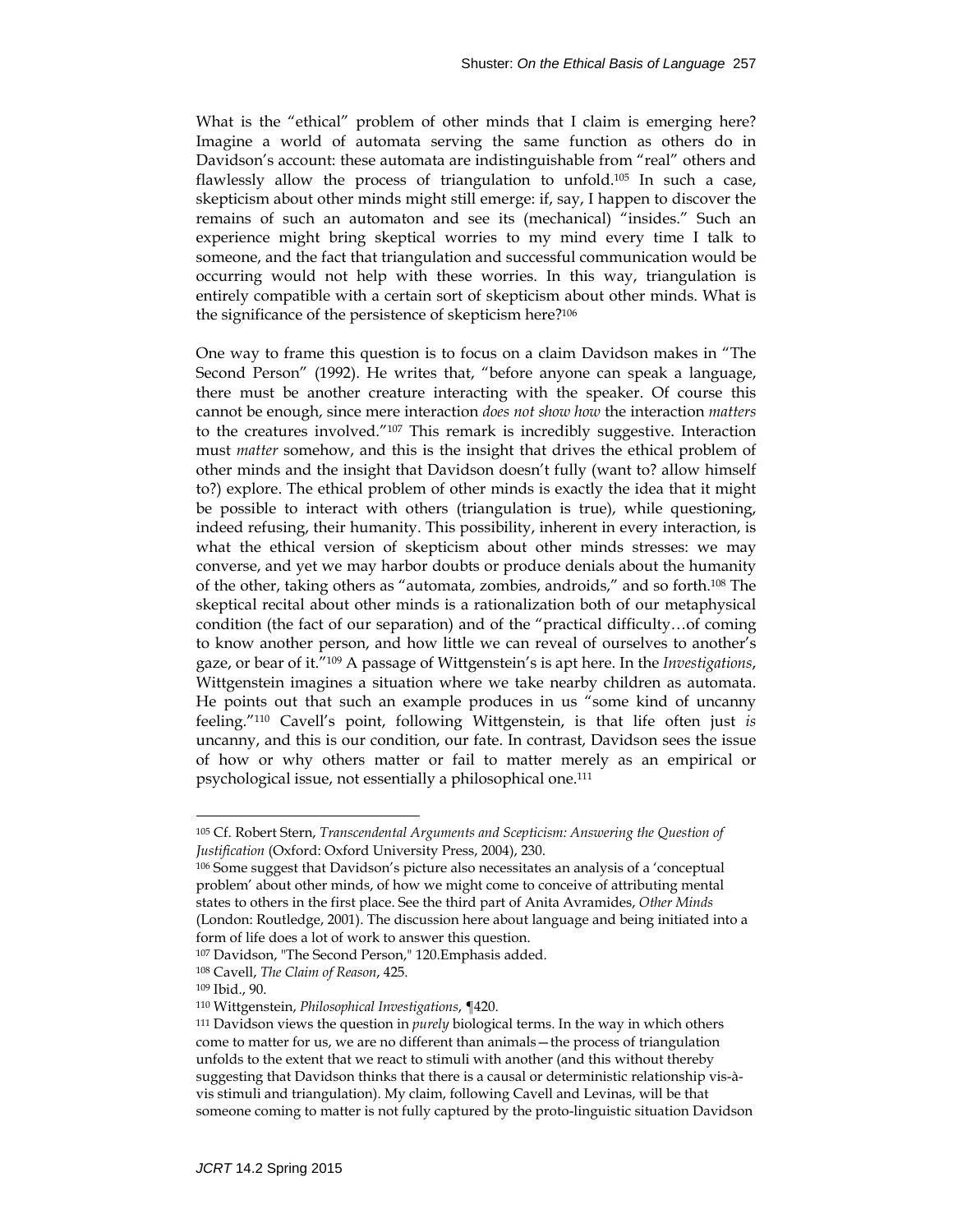What is the "ethical" problem of other minds that I claim is emerging here? Imagine a world of automata serving the same function as others do in Davidson's account: these automata are indistinguishable from "real" others and flawlessly allow the process of triangulation to unfold.[105] In such a case, skepticism about other minds might still emerge: if, say, I happen to discover the remains of such an automaton and see its (mechanical) "insides." Such an experience might bring skeptical worries to my mind every time I talk to someone, and the fact that triangulation and successful communication would be occurring would not help with these worries. In this way, triangulation is entirely compatible with a certain sort of skepticism about other minds. What is the significance of the persistence of skepticism here?[106]

One way to frame this question is to focus on a claim Davidson makes in "The Second Person" (1992). He writes that, "before anyone can speak a language, there must be another creature interacting with the speaker. Of course this cannot be enough, since mere interaction *does not show how* the interaction *matters* to the creatures involved."[107] This remark is incredibly suggestive. Interaction must *matter* somehow, and this is the insight that drives the ethical problem of other minds and the insight that Davidson doesn't fully (want to? allow himself to?) explore. The ethical problem of other minds is exactly the idea that it might be possible to interact with others (triangulation is true), while questioning, indeed refusing, their humanity. This possibility, inherent in every interaction, is what the ethical version of skepticism about other minds stresses: we may converse, and yet we may harbor doubts or produce denials about the humanity of the other, taking others as "automata, zombies, androids," and so forth.[108] The skeptical recital about other minds is a rationalization both of our metaphysical condition (the fact of our separation) and of the "practical difficulty…of coming to know another person, and how little we can reveal of ourselves to another's gaze, or bear of it."[109] A passage of Wittgenstein's is apt here. In the *Investigations*, Wittgenstein imagines a situation where we take nearby children as automata. He points out that such an example produces in us "some kind of uncanny feeling."[110] Cavell's point, following Wittgenstein, is that life often just *is* uncanny, and this is our condition, our fate. In contrast, Davidson sees the issue of how or why others matter or fail to matter merely as an empirical or psychological issue, not essentially a philosophical one.[111]

---

[105] Cf. Robert Stern, *Transcendental Arguments and Scepticism: Answering the Question of Justification* (Oxford: Oxford University Press, 2004), 230.

[106] Some suggest that Davidson's picture also necessitates an analysis of a 'conceptual problem' about other minds, of how we might come to conceive of attributing mental states to others in the first place. See the third part of Anita Avramides, *Other Minds* (London: Routledge, 2001). The discussion here about language and being initiated into a form of life does a lot of work to answer this question.

[107] Davidson, "The Second Person," 120.Emphasis added.

[108] Cavell, *The Claim of Reason*, 425.

[109] Ibid., 90.

[110] Wittgenstein, *Philosophical Investigations*, ¶420.

[111] Davidson views the question in *purely* biological terms. In the way in which others come to matter for us, we are no different than animals—the process of triangulation unfolds to the extent that we react to stimuli with another (and this without thereby suggesting that Davidson thinks that there is a causal or deterministic relationship vis-à-vis stimuli and triangulation). My claim, following Cavell and Levinas, will be that someone coming to matter is not fully captured by the proto-linguistic situation Davidson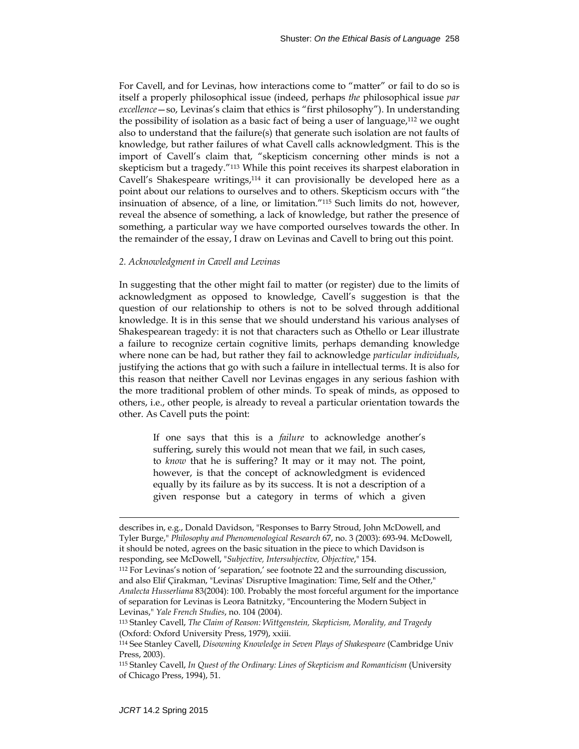For Cavell, and for Levinas, how interactions come to "matter" or fail to do so is itself a properly philosophical issue (indeed, perhaps *the* philosophical issue *par excellence*—so, Levinas's claim that ethics is "first philosophy"). In understanding the possibility of isolation as a basic fact of being a user of language,[112] we ought also to understand that the failure(s) that generate such isolation are not faults of knowledge, but rather failures of what Cavell calls acknowledgment. This is the import of Cavell's claim that, "skepticism concerning other minds is not a skepticism but a tragedy."[113] While this point receives its sharpest elaboration in Cavell's Shakespeare writings,[114] it can provisionally be developed here as a point about our relations to ourselves and to others. Skepticism occurs with "the insinuation of absence, of a line, or limitation."[115] Such limits do not, however, reveal the absence of something, a lack of knowledge, but rather the presence of something, a particular way we have comported ourselves towards the other. In the remainder of the essay, I draw on Levinas and Cavell to bring out this point.

*2. Acknowledgment in Cavell and Levinas*

In suggesting that the other might fail to matter (or register) due to the limits of acknowledgment as opposed to knowledge, Cavell's suggestion is that the question of our relationship to others is not to be solved through additional knowledge. It is in this sense that we should understand his various analyses of Shakespearean tragedy: it is not that characters such as Othello or Lear illustrate a failure to recognize certain cognitive limits, perhaps demanding knowledge where none can be had, but rather they fail to acknowledge *particular individuals*, justifying the actions that go with such a failure in intellectual terms. It is also for this reason that neither Cavell nor Levinas engages in any serious fashion with the more traditional problem of other minds. To speak of minds, as opposed to others, i.e., other people, is already to reveal a particular orientation towards the other. As Cavell puts the point:

> If one says that this is a *failure* to acknowledge another's suffering, surely this would not mean that we fail, in such cases, to *know* that he is suffering? It may or it may not. The point, however, is that the concept of acknowledgment is evidenced equally by its failure as by its success. It is not a description of a given response but a category in terms of which a given

---

describes in, e.g., Donald Davidson, "Responses to Barry Stroud, John McDowell, and Tyler Burge," *Philosophy and Phenomenological Research* 67, no. 3 (2003): 693-94. McDowell, it should be noted, agrees on the basic situation in the piece to which Davidson is responding, see McDowell, "*Subjective, Intersubjective, Objective*," 154.

[112] For Levinas's notion of 'separation,' see footnote 22 and the surrounding discussion, and also Elif Çirakman, "Levinas' Disruptive Imagination: Time, Self and the Other," *Analecta Husserliana* 83(2004): 100. Probably the most forceful argument for the importance of separation for Levinas is Leora Batnitzky, "Encountering the Modern Subject in Levinas," *Yale French Studies*, no. 104 (2004).

[113] Stanley Cavell, *The Claim of Reason: Wittgenstein, Skepticism, Morality, and Tragedy* (Oxford: Oxford University Press, 1979), xxiii.

[114] See Stanley Cavell, *Disowning Knowledge in Seven Plays of Shakespeare* (Cambridge Univ Press, 2003).

[115] Stanley Cavell, *In Quest of the Ordinary: Lines of Skepticism and Romanticism* (University of Chicago Press, 1994), 51.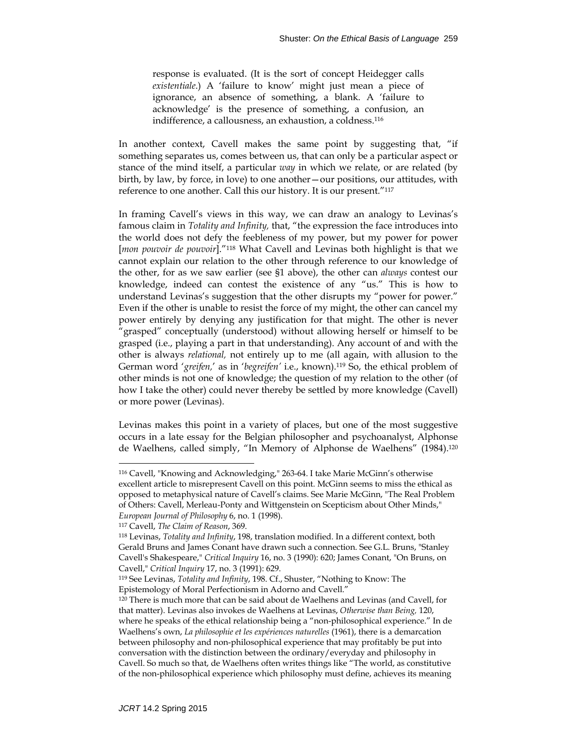> response is evaluated. (It is the sort of concept Heidegger calls *existentiale*.) A 'failure to know' might just mean a piece of ignorance, an absence of something, a blank. A 'failure to acknowledge' is the presence of something, a confusion, an indifference, a callousness, an exhaustion, a coldness.[116]

In another context, Cavell makes the same point by suggesting that, "if something separates us, comes between us, that can only be a particular aspect or stance of the mind itself, a particular *way* in which we relate, or are related (by birth, by law, by force, in love) to one another—our positions, our attitudes, with reference to one another. Call this our history. It is our present."[117]

In framing Cavell's views in this way, we can draw an analogy to Levinas's famous claim in *Totality and Infinity,* that, "the expression the face introduces into the world does not defy the feebleness of my power, but my power for power [*mon pouvoir de pouvoir*]."[118] What Cavell and Levinas both highlight is that we cannot explain our relation to the other through reference to our knowledge of the other, for as we saw earlier (see §1 above), the other can *always* contest our knowledge, indeed can contest the existence of any "us." This is how to understand Levinas's suggestion that the other disrupts my "power for power." Even if the other is unable to resist the force of my might, the other can cancel my power entirely by denying any justification for that might. The other is never "grasped" conceptually (understood) without allowing herself or himself to be grasped (i.e., playing a part in that understanding). Any account of and with the other is always *relational,* not entirely up to me (all again, with allusion to the German word '*greifen*,' as in '*begreifen*' i.e., known).[119] So, the ethical problem of other minds is not one of knowledge; the question of my relation to the other (of how I take the other) could never thereby be settled by more knowledge (Cavell) or more power (Levinas).

Levinas makes this point in a variety of places, but one of the most suggestive occurs in a late essay for the Belgian philosopher and psychoanalyst, Alphonse de Waelhens, called simply, "In Memory of Alphonse de Waelhens" (1984).[120]

---

[116] Cavell, "Knowing and Acknowledging," 263-64. I take Marie McGinn's otherwise excellent article to misrepresent Cavell on this point. McGinn seems to miss the ethical as opposed to metaphysical nature of Cavell's claims. See Marie McGinn, "The Real Problem of Others: Cavell, Merleau-Ponty and Wittgenstein on Scepticism about Other Minds," *European Journal of Philosophy* 6, no. 1 (1998).

[117] Cavell, *The Claim of Reason*, 369.

[118] Levinas, *Totality and Infinity*, 198, translation modified. In a different context, both Gerald Bruns and James Conant have drawn such a connection. See G.L. Bruns, "Stanley Cavell's Shakespeare," *Critical Inquiry* 16, no. 3 (1990): 620; James Conant, "On Bruns, on Cavell," *Critical Inquiry* 17, no. 3 (1991): 629.

[119] See Levinas, *Totality and Infinity*, 198. Cf., Shuster, "Nothing to Know: The Epistemology of Moral Perfectionism in Adorno and Cavell."

[120] There is much more that can be said about de Waelhens and Levinas (and Cavell, for that matter). Levinas also invokes de Waelhens at Levinas, *Otherwise than Being,* 120, where he speaks of the ethical relationship being a "non-philosophical experience." In de Waelhens's own, *La philosophie et les expériences naturelles* (1961), there is a demarcation between philosophy and non-philosophical experience that may profitably be put into conversation with the distinction between the ordinary/everyday and philosophy in Cavell. So much so that, de Waelhens often writes things like "The world, as constitutive of the non-philosophical experience which philosophy must define, achieves its meaning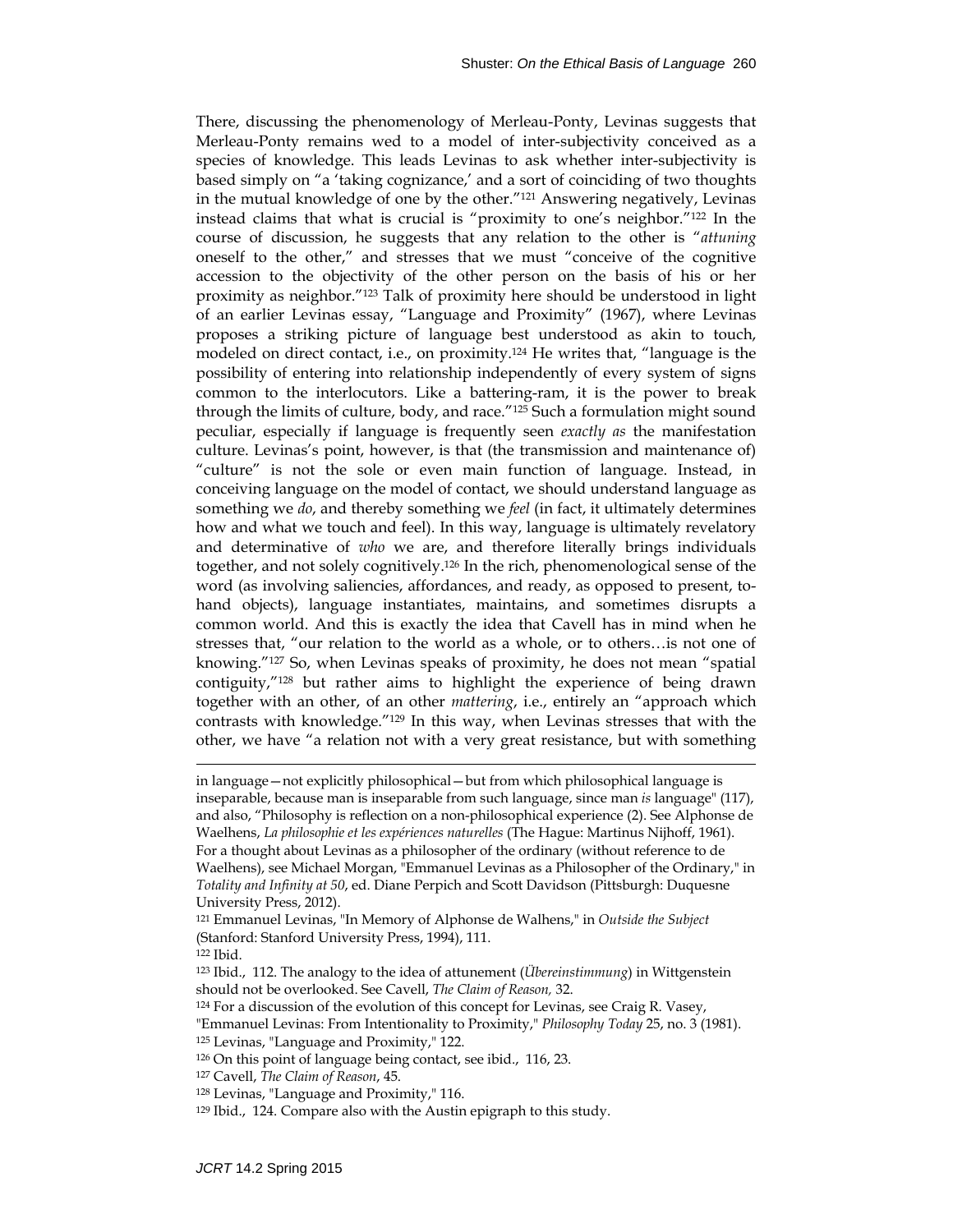There, discussing the phenomenology of Merleau-Ponty, Levinas suggests that Merleau-Ponty remains wed to a model of inter-subjectivity conceived as a species of knowledge. This leads Levinas to ask whether inter-subjectivity is based simply on "a 'taking cognizance,' and a sort of coinciding of two thoughts in the mutual knowledge of one by the other."[121] Answering negatively, Levinas instead claims that what is crucial is "proximity to one's neighbor."[122] In the course of discussion, he suggests that any relation to the other is "*attuning* oneself to the other," and stresses that we must "conceive of the cognitive accession to the objectivity of the other person on the basis of his or her proximity as neighbor."[123] Talk of proximity here should be understood in light of an earlier Levinas essay, "Language and Proximity" (1967), where Levinas proposes a striking picture of language best understood as akin to touch, modeled on direct contact, i.e., on proximity.[124] He writes that, "language is the possibility of entering into relationship independently of every system of signs common to the interlocutors. Like a battering-ram, it is the power to break through the limits of culture, body, and race."[125] Such a formulation might sound peculiar, especially if language is frequently seen *exactly as* the manifestation culture. Levinas's point, however, is that (the transmission and maintenance of) "culture" is not the sole or even main function of language. Instead, in conceiving language on the model of contact, we should understand language as something we *do*, and thereby something we *feel* (in fact, it ultimately determines how and what we touch and feel). In this way, language is ultimately revelatory and determinative of *who* we are, and therefore literally brings individuals together, and not solely cognitively.[126] In the rich, phenomenological sense of the word (as involving saliencies, affordances, and ready, as opposed to present, to-hand objects), language instantiates, maintains, and sometimes disrupts a common world. And this is exactly the idea that Cavell has in mind when he stresses that, "our relation to the world as a whole, or to others…is not one of knowing."[127] So, when Levinas speaks of proximity, he does not mean "spatial contiguity,"[128] but rather aims to highlight the experience of being drawn together with an other, of an other *mattering*, i.e., entirely an "approach which contrasts with knowledge."[129] In this way, when Levinas stresses that with the other, we have "a relation not with a very great resistance, but with something

---

in language—not explicitly philosophical—but from which philosophical language is inseparable, because man is inseparable from such language, since man *is* language" (117), and also, "Philosophy is reflection on a non-philosophical experience (2). See Alphonse de Waelhens, *La philosophie et les expériences naturelles* (The Hague: Martinus Nijhoff, 1961). For a thought about Levinas as a philosopher of the ordinary (without reference to de Waelhens), see Michael Morgan, "Emmanuel Levinas as a Philosopher of the Ordinary," in *Totality and Infinity at 50*, ed. Diane Perpich and Scott Davidson (Pittsburgh: Duquesne University Press, 2012).

[121] Emmanuel Levinas, "In Memory of Alphonse de Walhens," in *Outside the Subject* (Stanford: Stanford University Press, 1994), 111.

[122] Ibid.

[123] Ibid., 112. The analogy to the idea of attunement (*Übereinstimmung*) in Wittgenstein should not be overlooked. See Cavell, *The Claim of Reason,* 32.

[124] For a discussion of the evolution of this concept for Levinas, see Craig R. Vasey, "Emmanuel Levinas: From Intentionality to Proximity," *Philosophy Today* 25, no. 3 (1981).

[125] Levinas, "Language and Proximity," 122.

[126] On this point of language being contact, see ibid., 116, 23.

[127] Cavell, *The Claim of Reason*, 45.

[128] Levinas, "Language and Proximity," 116.

[129] Ibid., 124. Compare also with the Austin epigraph to this study.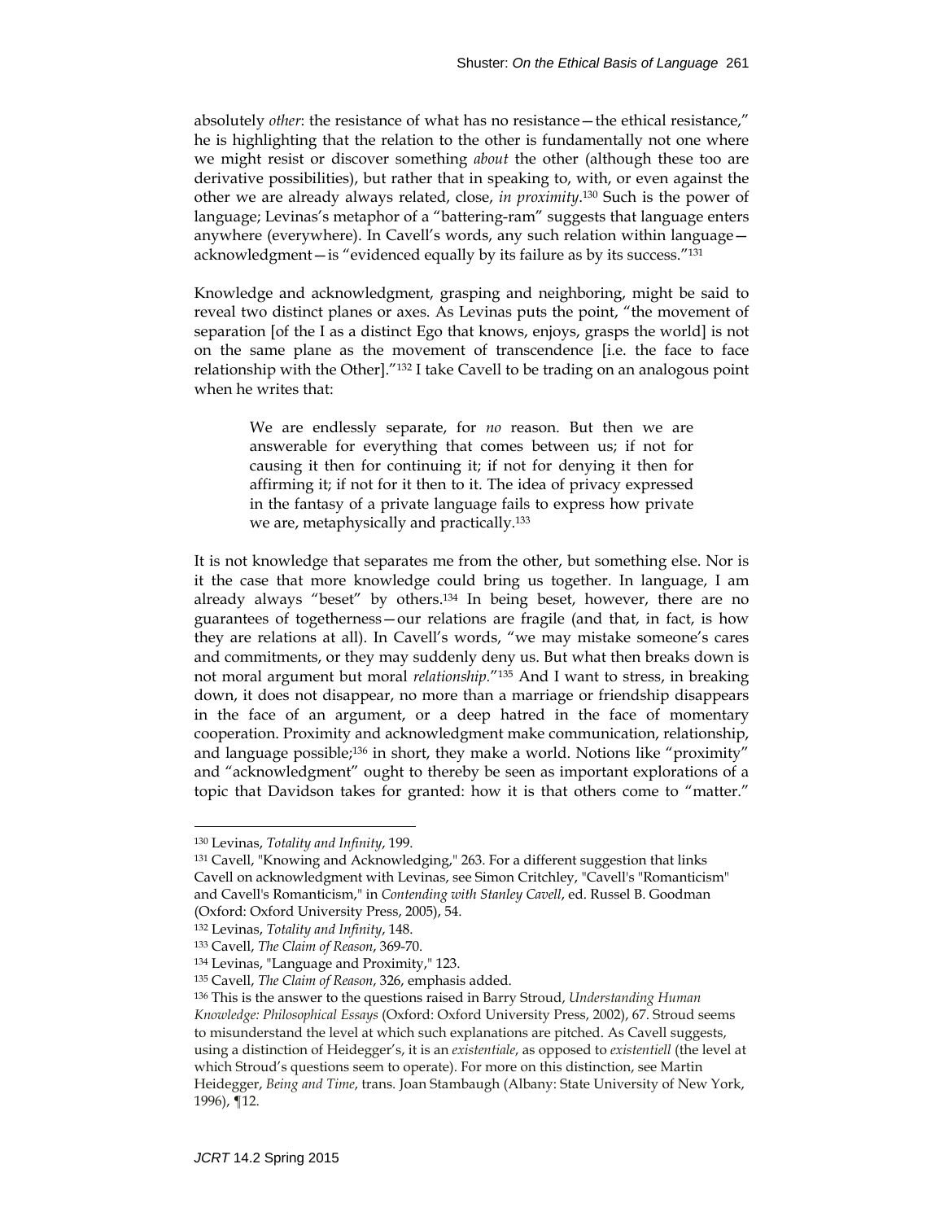absolutely *other*: the resistance of what has no resistance—the ethical resistance," he is highlighting that the relation to the other is fundamentally not one where we might resist or discover something *about* the other (although these too are derivative possibilities), but rather that in speaking to, with, or even against the other we are already always related, close, *in proximity*.[130] Such is the power of language; Levinas's metaphor of a "battering-ram" suggests that language enters anywhere (everywhere). In Cavell's words, any such relation within language—acknowledgment—is "evidenced equally by its failure as by its success."[131]

Knowledge and acknowledgment, grasping and neighboring, might be said to reveal two distinct planes or axes. As Levinas puts the point, "the movement of separation [of the I as a distinct Ego that knows, enjoys, grasps the world] is not on the same plane as the movement of transcendence [i.e. the face to face relationship with the Other]."[132] I take Cavell to be trading on an analogous point when he writes that:

> We are endlessly separate, for *no* reason. But then we are answerable for everything that comes between us; if not for causing it then for continuing it; if not for denying it then for affirming it; if not for it then to it. The idea of privacy expressed in the fantasy of a private language fails to express how private we are, metaphysically and practically.[133]

It is not knowledge that separates me from the other, but something else. Nor is it the case that more knowledge could bring us together. In language, I am already always "beset" by others.[134] In being beset, however, there are no guarantees of togetherness—our relations are fragile (and that, in fact, is how they are relations at all). In Cavell's words, "we may mistake someone's cares and commitments, or they may suddenly deny us. But what then breaks down is not moral argument but moral *relationship*."[135] And I want to stress, in breaking down, it does not disappear, no more than a marriage or friendship disappears in the face of an argument, or a deep hatred in the face of momentary cooperation. Proximity and acknowledgment make communication, relationship, and language possible;[136] in short, they make a world. Notions like "proximity" and "acknowledgment" ought to thereby be seen as important explorations of a topic that Davidson takes for granted: how it is that others come to "matter."

---

[130] Levinas, *Totality and Infinity*, 199.

[131] Cavell, "Knowing and Acknowledging," 263. For a different suggestion that links Cavell on acknowledgment with Levinas, see Simon Critchley, "Cavell's "Romanticism" and Cavell's Romanticism," in *Contending with Stanley Cavell*, ed. Russel B. Goodman (Oxford: Oxford University Press, 2005), 54.

[132] Levinas, *Totality and Infinity*, 148.

[133] Cavell, *The Claim of Reason*, 369-70.

[134] Levinas, "Language and Proximity," 123.

[135] Cavell, *The Claim of Reason*, 326, emphasis added.

[136] This is the answer to the questions raised in Barry Stroud, *Understanding Human Knowledge: Philosophical Essays* (Oxford: Oxford University Press, 2002), 67. Stroud seems to misunderstand the level at which such explanations are pitched. As Cavell suggests, using a distinction of Heidegger's, it is an *existentiale*, as opposed to *existentiell* (the level at which Stroud's questions seem to operate). For more on this distinction, see Martin Heidegger, *Being and Time*, trans. Joan Stambaugh (Albany: State University of New York, 1996), ¶12.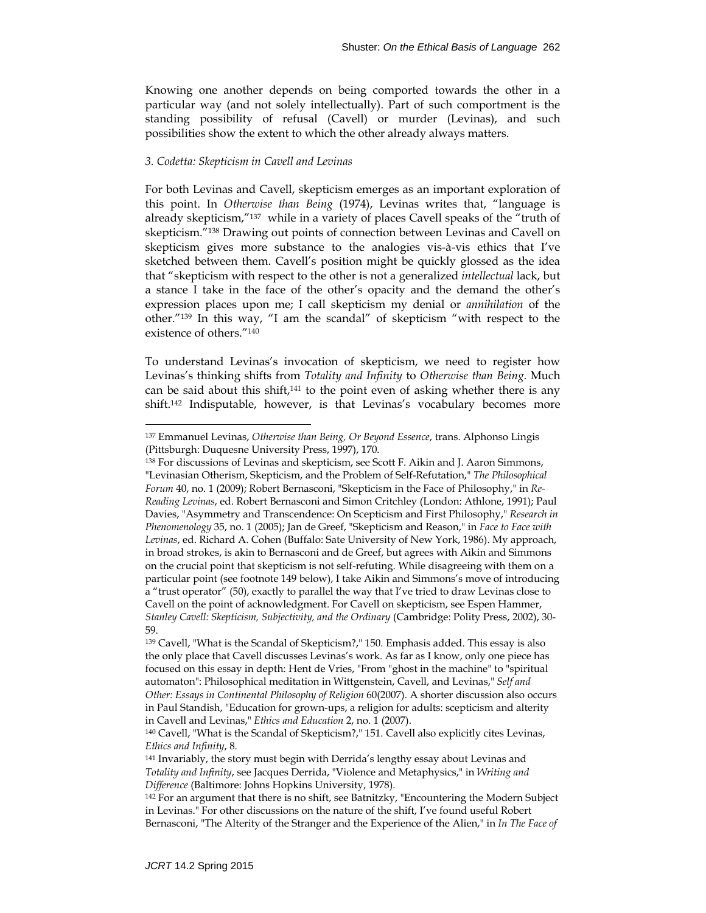Knowing one another depends on being comported towards the other in a particular way (and not solely intellectually). Part of such comportment is the standing possibility of refusal (Cavell) or murder (Levinas), and such possibilities show the extent to which the other already always matters.

### *3. Codetta: Skepticism in Cavell and Levinas*

For both Levinas and Cavell, skepticism emerges as an important exploration of this point. In *Otherwise than Being* (1974), Levinas writes that, "language is already skepticism,"[137] while in a variety of places Cavell speaks of the "truth of skepticism."[138] Drawing out points of connection between Levinas and Cavell on skepticism gives more substance to the analogies vis-à-vis ethics that I've sketched between them. Cavell's position might be quickly glossed as the idea that "skepticism with respect to the other is not a generalized *intellectual* lack, but a stance I take in the face of the other's opacity and the demand the other's expression places upon me; I call skepticism my denial or *annihilation* of the other."[139] In this way, "I am the scandal" of skepticism "with respect to the existence of others."[140]

To understand Levinas's invocation of skepticism, we need to register how Levinas's thinking shifts from *Totality and Infinity* to *Otherwise than Being*. Much can be said about this shift,[141] to the point even of asking whether there is any shift.[142] Indisputable, however, is that Levinas's vocabulary becomes more

---

[137] Emmanuel Levinas, *Otherwise than Being, Or Beyond Essence*, trans. Alphonso Lingis (Pittsburgh: Duquesne University Press, 1997), 170.

[138] For discussions of Levinas and skepticism, see Scott F. Aikin and J. Aaron Simmons, "Levinasian Otherism, Skepticism, and the Problem of Self-Refutation," *The Philosophical Forum* 40, no. 1 (2009); Robert Bernasconi, "Skepticism in the Face of Philosophy," in *Re-Reading Levinas*, ed. Robert Bernasconi and Simon Critchley (London: Athlone, 1991); Paul Davies, "Asymmetry and Transcendence: On Scepticism and First Philosophy," *Research in Phenomenology* 35, no. 1 (2005); Jan de Greef, "Skepticism and Reason," in *Face to Face with Levinas*, ed. Richard A. Cohen (Buffalo: Sate University of New York, 1986). My approach, in broad strokes, is akin to Bernasconi and de Greef, but agrees with Aikin and Simmons on the crucial point that skepticism is not self-refuting. While disagreeing with them on a particular point (see footnote 149 below), I take Aikin and Simmons's move of introducing a "trust operator" (50), exactly to parallel the way that I've tried to draw Levinas close to Cavell on the point of acknowledgment. For Cavell on skepticism, see Espen Hammer, *Stanley Cavell: Skepticism, Subjectivity, and the Ordinary* (Cambridge: Polity Press, 2002), 30-59.

[139] Cavell, "What is the Scandal of Skepticism?," 150. Emphasis added. This essay is also the only place that Cavell discusses Levinas's work. As far as I know, only one piece has focused on this essay in depth: Hent de Vries, "From "ghost in the machine" to "spiritual automaton": Philosophical meditation in Wittgenstein, Cavell, and Levinas," *Self and Other: Essays in Continental Philosophy of Religion* 60(2007). A shorter discussion also occurs in Paul Standish, "Education for grown-ups, a religion for adults: scepticism and alterity in Cavell and Levinas," *Ethics and Education* 2, no. 1 (2007).

[140] Cavell, "What is the Scandal of Skepticism?," 151. Cavell also explicitly cites Levinas, *Ethics and Infinity*, 8.

[141] Invariably, the story must begin with Derrida's lengthy essay about Levinas and *Totality and Infinity*, see Jacques Derrida, "Violence and Metaphysics," in *Writing and Difference* (Baltimore: Johns Hopkins University, 1978).

[142] For an argument that there is no shift, see Batnitzky, "Encountering the Modern Subject in Levinas." For other discussions on the nature of the shift, I've found useful Robert Bernasconi, "The Alterity of the Stranger and the Experience of the Alien," in *In The Face of*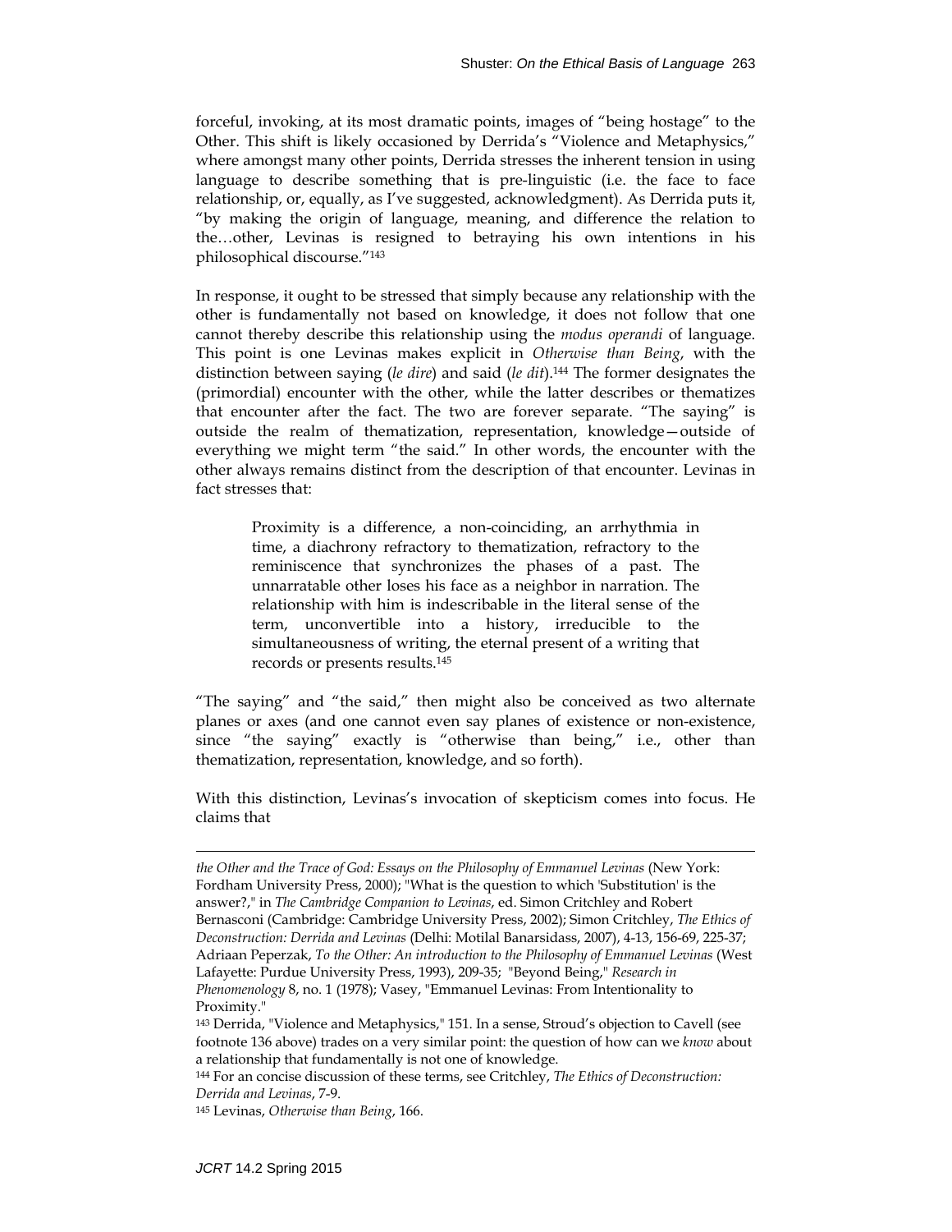forceful, invoking, at its most dramatic points, images of "being hostage" to the Other. This shift is likely occasioned by Derrida's "Violence and Metaphysics," where amongst many other points, Derrida stresses the inherent tension in using language to describe something that is pre-linguistic (i.e. the face to face relationship, or, equally, as I've suggested, acknowledgment). As Derrida puts it, "by making the origin of language, meaning, and difference the relation to the…other, Levinas is resigned to betraying his own intentions in his philosophical discourse."[143]

In response, it ought to be stressed that simply because any relationship with the other is fundamentally not based on knowledge, it does not follow that one cannot thereby describe this relationship using the *modus operandi* of language. This point is one Levinas makes explicit in *Otherwise than Being*, with the distinction between saying (*le dire*) and said (*le dit*).[144] The former designates the (primordial) encounter with the other, while the latter describes or thematizes that encounter after the fact. The two are forever separate. "The saying" is outside the realm of thematization, representation, knowledge—outside of everything we might term "the said." In other words, the encounter with the other always remains distinct from the description of that encounter. Levinas in fact stresses that:

> Proximity is a difference, a non-coinciding, an arrhythmia in time, a diachrony refractory to thematization, refractory to the reminiscence that synchronizes the phases of a past. The unnarratable other loses his face as a neighbor in narration. The relationship with him is indescribable in the literal sense of the term, unconvertible into a history, irreducible to the simultaneousness of writing, the eternal present of a writing that records or presents results.[145]

"The saying" and "the said," then might also be conceived as two alternate planes or axes (and one cannot even say planes of existence or non-existence, since "the saying" exactly is "otherwise than being," i.e., other than thematization, representation, knowledge, and so forth).

With this distinction, Levinas's invocation of skepticism comes into focus. He claims that

---

*the Other and the Trace of God: Essays on the Philosophy of Emmanuel Levinas* (New York: Fordham University Press, 2000); "What is the question to which 'Substitution' is the answer?," in *The Cambridge Companion to Levinas*, ed. Simon Critchley and Robert Bernasconi (Cambridge: Cambridge University Press, 2002); Simon Critchley, *The Ethics of Deconstruction: Derrida and Levinas* (Delhi: Motilal Banarsidass, 2007), 4-13, 156-69, 225-37; Adriaan Peperzak, *To the Other: An introduction to the Philosophy of Emmanuel Levinas* (West Lafayette: Purdue University Press, 1993), 209-35; "Beyond Being," *Research in Phenomenology* 8, no. 1 (1978); Vasey, "Emmanuel Levinas: From Intentionality to Proximity."

[143] Derrida, "Violence and Metaphysics," 151. In a sense, Stroud's objection to Cavell (see footnote 136 above) trades on a very similar point: the question of how can we *know* about a relationship that fundamentally is not one of knowledge.

[144] For an concise discussion of these terms, see Critchley, *The Ethics of Deconstruction: Derrida and Levinas*, 7-9.

[145] Levinas, *Otherwise than Being*, 166.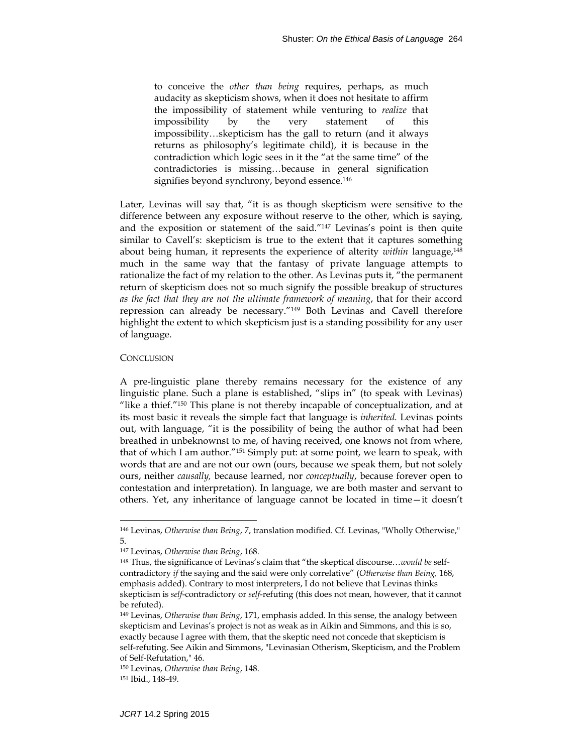> to conceive the *other than being* requires, perhaps, as much audacity as skepticism shows, when it does not hesitate to affirm the impossibility of statement while venturing to *realize* that impossibility by the very statement of this impossibility…skepticism has the gall to return (and it always returns as philosophy's legitimate child), it is because in the contradiction which logic sees in it the "at the same time" of the contradictories is missing…because in general signification signifies beyond synchrony, beyond essence.[146]

Later, Levinas will say that, "it is as though skepticism were sensitive to the difference between any exposure without reserve to the other, which is saying, and the exposition or statement of the said."[147] Levinas's point is then quite similar to Cavell's: skepticism is true to the extent that it captures something about being human, it represents the experience of alterity *within* language,[148] much in the same way that the fantasy of private language attempts to rationalize the fact of my relation to the other. As Levinas puts it, "the permanent return of skepticism does not so much signify the possible breakup of structures *as the fact that they are not the ultimate framework of meaning*, that for their accord repression can already be necessary."[149] Both Levinas and Cavell therefore highlight the extent to which skepticism just is a standing possibility for any user of language.

## Conclusion

A pre-linguistic plane thereby remains necessary for the existence of any linguistic plane. Such a plane is established, "slips in" (to speak with Levinas) "like a thief."[150] This plane is not thereby incapable of conceptualization, and at its most basic it reveals the simple fact that language is *inherited.* Levinas points out, with language, "it is the possibility of being the author of what had been breathed in unbeknownst to me, of having received, one knows not from where, that of which I am author."[151] Simply put: at some point, we learn to speak, with words that are and are not our own (ours, because we speak them, but not solely ours, neither *causally,* because learned, nor *conceptually*, because forever open to contestation and interpretation). In language, we are both master and servant to others. Yet, any inheritance of language cannot be located in time—it doesn't

---

[146] Levinas, *Otherwise than Being*, 7, translation modified. Cf. Levinas, "Wholly Otherwise," 5.

[147] Levinas, *Otherwise than Being*, 168.

[148] Thus, the significance of Levinas's claim that "the skeptical discourse…*would be* self-contradictory *if* the saying and the said were only correlative" (*Otherwise than Being,* 168, emphasis added). Contrary to most interpreters, I do not believe that Levinas thinks skepticism is *self*-contradictory or *self*-refuting (this does not mean, however, that it cannot be refuted).

[149] Levinas, *Otherwise than Being*, 171, emphasis added. In this sense, the analogy between skepticism and Levinas's project is not as weak as in Aikin and Simmons, and this is so, exactly because I agree with them, that the skeptic need not concede that skepticism is self-refuting. See Aikin and Simmons, "Levinasian Otherism, Skepticism, and the Problem of Self-Refutation," 46.

[150] Levinas, *Otherwise than Being*, 148.

[151] Ibid., 148-49.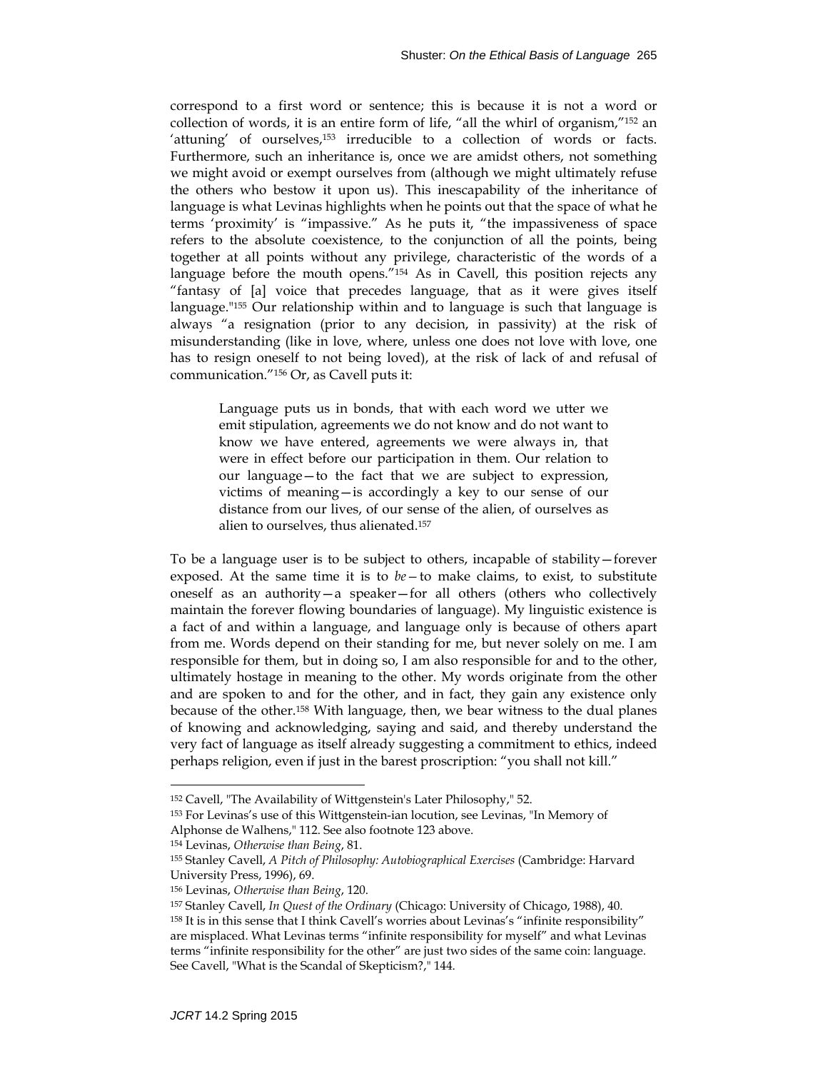correspond to a first word or sentence; this is because it is not a word or collection of words, it is an entire form of life, "all the whirl of organism,"[152] an 'attuning' of ourselves,[153] irreducible to a collection of words or facts. Furthermore, such an inheritance is, once we are amidst others, not something we might avoid or exempt ourselves from (although we might ultimately refuse the others who bestow it upon us). This inescapability of the inheritance of language is what Levinas highlights when he points out that the space of what he terms 'proximity' is "impassive." As he puts it, "the impassiveness of space refers to the absolute coexistence, to the conjunction of all the points, being together at all points without any privilege, characteristic of the words of a language before the mouth opens."[154] As in Cavell, this position rejects any "fantasy of [a] voice that precedes language, that as it were gives itself language."[155] Our relationship within and to language is such that language is always "a resignation (prior to any decision, in passivity) at the risk of misunderstanding (like in love, where, unless one does not love with love, one has to resign oneself to not being loved), at the risk of lack of and refusal of communication."[156] Or, as Cavell puts it:

> Language puts us in bonds, that with each word we utter we emit stipulation, agreements we do not know and do not want to know we have entered, agreements we were always in, that were in effect before our participation in them. Our relation to our language—to the fact that we are subject to expression, victims of meaning—is accordingly a key to our sense of our distance from our lives, of our sense of the alien, of ourselves as alien to ourselves, thus alienated.[157]

To be a language user is to be subject to others, incapable of stability—forever exposed. At the same time it is to *be*—to make claims, to exist, to substitute oneself as an authority—a speaker—for all others (others who collectively maintain the forever flowing boundaries of language). My linguistic existence is a fact of and within a language, and language only is because of others apart from me. Words depend on their standing for me, but never solely on me. I am responsible for them, but in doing so, I am also responsible for and to the other, ultimately hostage in meaning to the other. My words originate from the other and are spoken to and for the other, and in fact, they gain any existence only because of the other.[158] With language, then, we bear witness to the dual planes of knowing and acknowledging, saying and said, and thereby understand the very fact of language as itself already suggesting a commitment to ethics, indeed perhaps religion, even if just in the barest proscription: "you shall not kill."

---

[152] Cavell, "The Availability of Wittgenstein's Later Philosophy," 52.

[153] For Levinas's use of this Wittgenstein-ian locution, see Levinas, "In Memory of Alphonse de Walhens," 112. See also footnote 123 above.

[154] Levinas, *Otherwise than Being*, 81.

[155] Stanley Cavell, *A Pitch of Philosophy: Autobiographical Exercises* (Cambridge: Harvard University Press, 1996), 69.

[156] Levinas, *Otherwise than Being*, 120.

[157] Stanley Cavell, *In Quest of the Ordinary* (Chicago: University of Chicago, 1988), 40.

[158] It is in this sense that I think Cavell's worries about Levinas's "infinite responsibility" are misplaced. What Levinas terms "infinite responsibility for myself" and what Levinas terms "infinite responsibility for the other" are just two sides of the same coin: language. See Cavell, "What is the Scandal of Skepticism?," 144.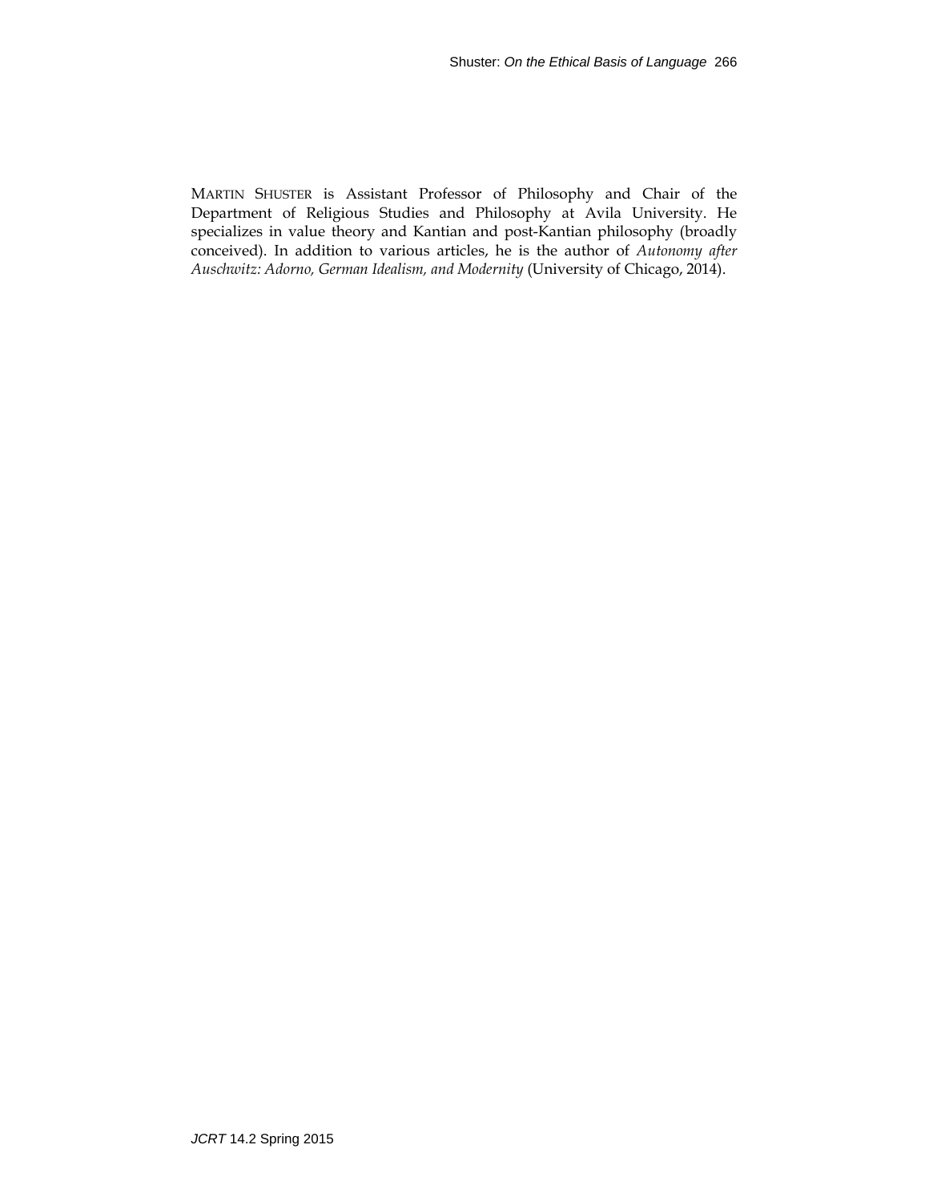MARTIN SHUSTER is Assistant Professor of Philosophy and Chair of the Department of Religious Studies and Philosophy at Avila University. He specializes in value theory and Kantian and post-Kantian philosophy (broadly conceived). In addition to various articles, he is the author of *Autonomy after Auschwitz: Adorno, German Idealism, and Modernity* (University of Chicago, 2014).